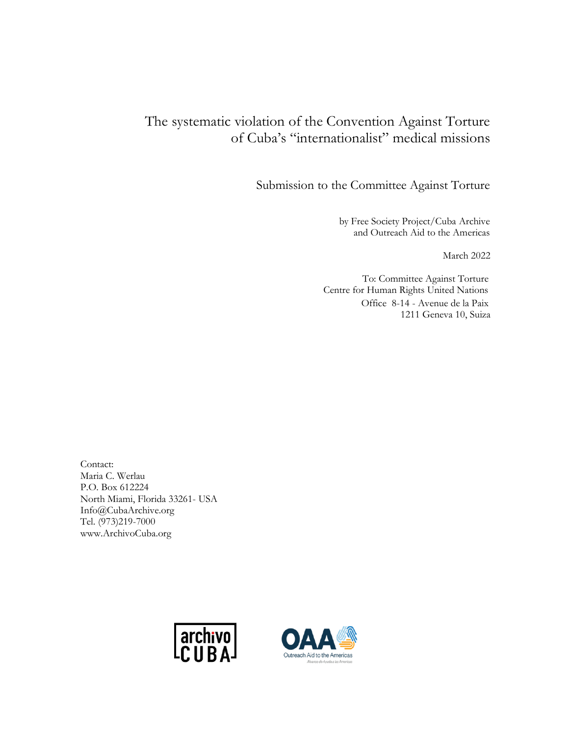# The systematic violation of the Convention Against Torture of Cuba's "internationalist" medical missions

## Submission to the Committee Against Torture

by Free Society Project/Cuba Archive
and Outreach Aid to the Americas

March 2022

To: Committee Against Torture
Centre for Human Rights United Nations
Office 8-14 - Avenue de la Paix
1211 Geneva 10, Suiza

Contact:
Maria C. Werlau
P.O. Box 612224
North Miami, Florida 33261- USA
Info@CubaArchive.org
Tel. (973)219-7000
www.ArchivoCuba.org

archivo CUBA

OAA
Outreach Aid to the Americas
Alcance de Ayuda a las Americas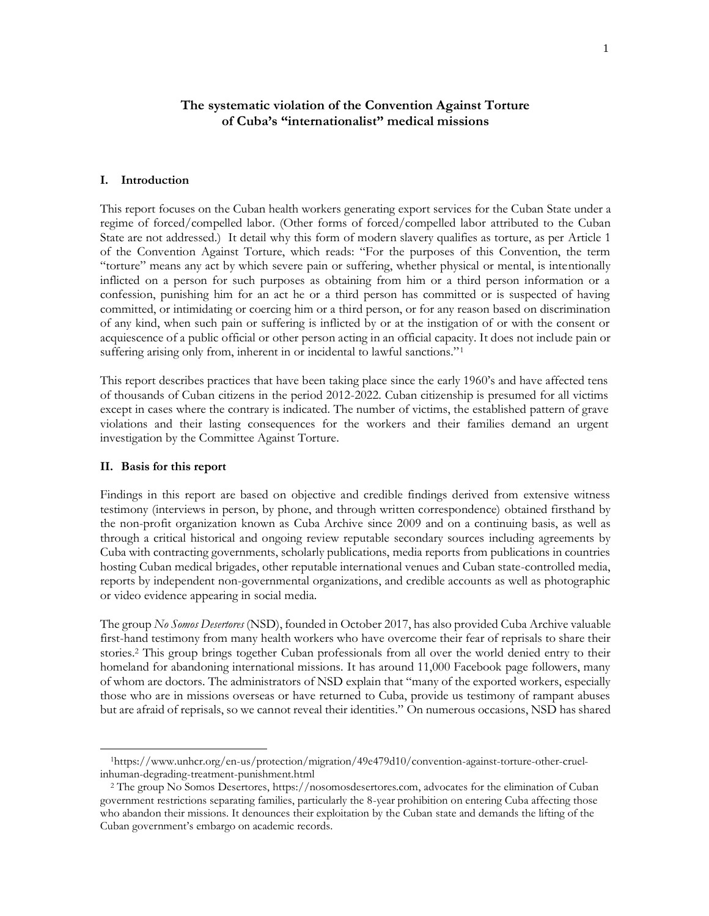**The systematic violation of the Convention Against Torture of Cuba's "internationalist" medical missions**

## I. Introduction

This report focuses on the Cuban health workers generating export services for the Cuban State under a regime of forced/compelled labor. (Other forms of forced/compelled labor attributed to the Cuban State are not addressed.) It detail why this form of modern slavery qualifies as torture, as per Article 1 of the Convention Against Torture, which reads: "For the purposes of this Convention, the term "torture" means any act by which severe pain or suffering, whether physical or mental, is intentionally inflicted on a person for such purposes as obtaining from him or a third person information or a confession, punishing him for an act he or a third person has committed or is suspected of having committed, or intimidating or coercing him or a third person, or for any reason based on discrimination of any kind, when such pain or suffering is inflicted by or at the instigation of or with the consent or acquiescence of a public official or other person acting in an official capacity. It does not include pain or suffering arising only from, inherent in or incidental to lawful sanctions."[1]

This report describes practices that have been taking place since the early 1960's and have affected tens of thousands of Cuban citizens in the period 2012-2022. Cuban citizenship is presumed for all victims except in cases where the contrary is indicated. The number of victims, the established pattern of grave violations and their lasting consequences for the workers and their families demand an urgent investigation by the Committee Against Torture.

## II. Basis for this report

Findings in this report are based on objective and credible findings derived from extensive witness testimony (interviews in person, by phone, and through written correspondence) obtained firsthand by the non-profit organization known as Cuba Archive since 2009 and on a continuing basis, as well as through a critical historical and ongoing review reputable secondary sources including agreements by Cuba with contracting governments, scholarly publications, media reports from publications in countries hosting Cuban medical brigades, other reputable international venues and Cuban state-controlled media, reports by independent non-governmental organizations, and credible accounts as well as photographic or video evidence appearing in social media.

The group *No Somos Desertores* (NSD), founded in October 2017, has also provided Cuba Archive valuable first-hand testimony from many health workers who have overcome their fear of reprisals to share their stories.[2] This group brings together Cuban professionals from all over the world denied entry to their homeland for abandoning international missions. It has around 11,000 Facebook page followers, many of whom are doctors. The administrators of NSD explain that "many of the exported workers, especially those who are in missions overseas or have returned to Cuba, provide us testimony of rampant abuses but are afraid of reprisals, so we cannot reveal their identities." On numerous occasions, NSD has shared

---

[1] https://www.unhcr.org/en-us/protection/migration/49e479d10/convention-against-torture-other-cruel-inhuman-degrading-treatment-punishment.html

[2] The group No Somos Desertores, https://nosomosdesertores.com, advocates for the elimination of Cuban government restrictions separating families, particularly the 8-year prohibition on entering Cuba affecting those who abandon their missions. It denounces their exploitation by the Cuban state and demands the lifting of the Cuban government's embargo on academic records.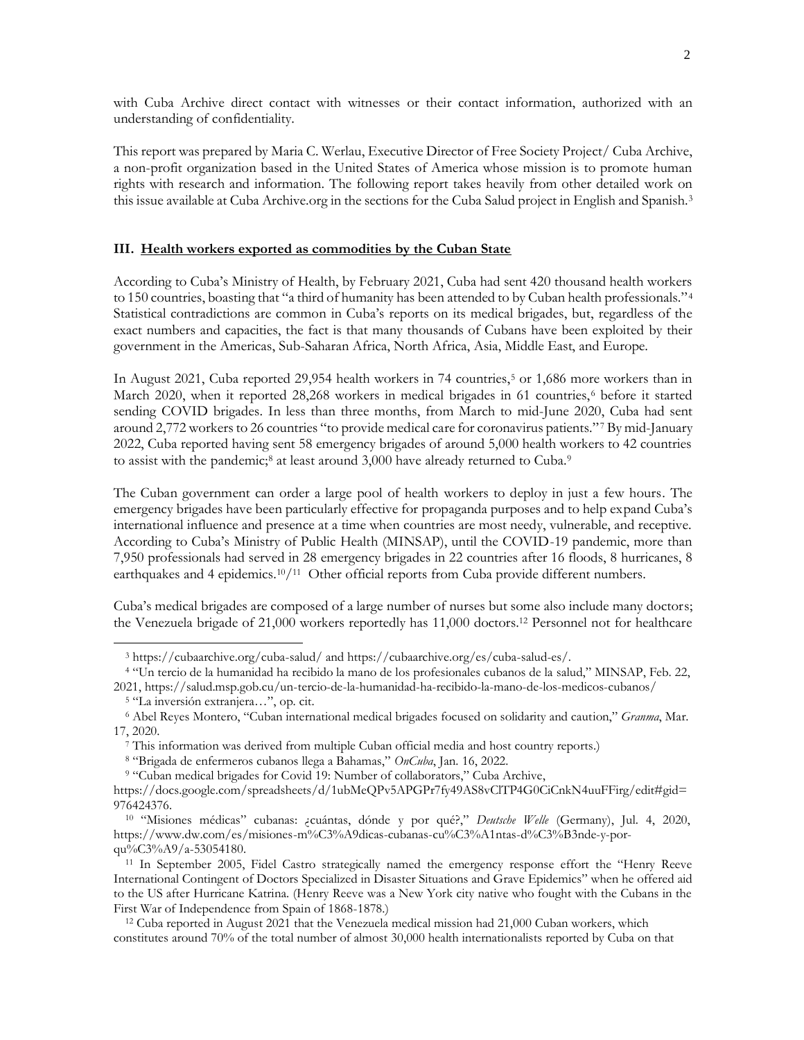with Cuba Archive direct contact with witnesses or their contact information, authorized with an understanding of confidentiality.

This report was prepared by Maria C. Werlau, Executive Director of Free Society Project/ Cuba Archive, a non-profit organization based in the United States of America whose mission is to promote human rights with research and information. The following report takes heavily from other detailed work on this issue available at Cuba Archive.org in the sections for the Cuba Salud project in English and Spanish.[3]

### III. Health workers exported as commodities by the Cuban State

According to Cuba's Ministry of Health, by February 2021, Cuba had sent 420 thousand health workers to 150 countries, boasting that "a third of humanity has been attended to by Cuban health professionals."[4] Statistical contradictions are common in Cuba's reports on its medical brigades, but, regardless of the exact numbers and capacities, the fact is that many thousands of Cubans have been exploited by their government in the Americas, Sub-Saharan Africa, North Africa, Asia, Middle East, and Europe.

In August 2021, Cuba reported 29,954 health workers in 74 countries,[5] or 1,686 more workers than in March 2020, when it reported 28,268 workers in medical brigades in 61 countries,[6] before it started sending COVID brigades. In less than three months, from March to mid-June 2020, Cuba had sent around 2,772 workers to 26 countries "to provide medical care for coronavirus patients."[7] By mid-January 2022, Cuba reported having sent 58 emergency brigades of around 5,000 health workers to 42 countries to assist with the pandemic;[8] at least around 3,000 have already returned to Cuba.[9]

The Cuban government can order a large pool of health workers to deploy in just a few hours. The emergency brigades have been particularly effective for propaganda purposes and to help expand Cuba's international influence and presence at a time when countries are most needy, vulnerable, and receptive. According to Cuba's Ministry of Public Health (MINSAP), until the COVID-19 pandemic, more than 7,950 professionals had served in 28 emergency brigades in 22 countries after 16 floods, 8 hurricanes, 8 earthquakes and 4 epidemics.[10]/[11] Other official reports from Cuba provide different numbers.

Cuba's medical brigades are composed of a large number of nurses but some also include many doctors; the Venezuela brigade of 21,000 workers reportedly has 11,000 doctors.[12] Personnel not for healthcare

---

[3] https://cubaarchive.org/cuba-salud/ and https://cubaarchive.org/es/cuba-salud-es/.

[4] "Un tercio de la humanidad ha recibido la mano de los profesionales cubanos de la salud," MINSAP, Feb. 22, 2021, https://salud.msp.gob.cu/un-tercio-de-la-humanidad-ha-recibido-la-mano-de-los-medicos-cubanos/

[5] "La inversión extranjera…", op. cit.

[6] Abel Reyes Montero, "Cuban international medical brigades focused on solidarity and caution," *Granma*, Mar. 17, 2020.

[7] This information was derived from multiple Cuban official media and host country reports.)

[8] "Brigada de enfermeros cubanos llega a Bahamas," *OnCuba*, Jan. 16, 2022.

[9] "Cuban medical brigades for Covid 19: Number of collaborators," Cuba Archive, https://docs.google.com/spreadsheets/d/1ubMeQPv5APGPr7fy49AS8vClTP4G0CiCnkN4uuFFirg/edit#gid=976424376.

[10] "Misiones médicas" cubanas: ¿cuántas, dónde y por qué?," *Deutsche Welle* (Germany), Jul. 4, 2020, https://www.dw.com/es/misiones-m%C3%A9dicas-cubanas-cu%C3%A1ntas-d%C3%B3nde-y-por-qu%C3%A9/a-53054180.

[11] In September 2005, Fidel Castro strategically named the emergency response effort the "Henry Reeve International Contingent of Doctors Specialized in Disaster Situations and Grave Epidemics" when he offered aid to the US after Hurricane Katrina. (Henry Reeve was a New York city native who fought with the Cubans in the First War of Independence from Spain of 1868-1878.)

[12] Cuba reported in August 2021 that the Venezuela medical mission had 21,000 Cuban workers, which constitutes around 70% of the total number of almost 30,000 health internationalists reported by Cuba on that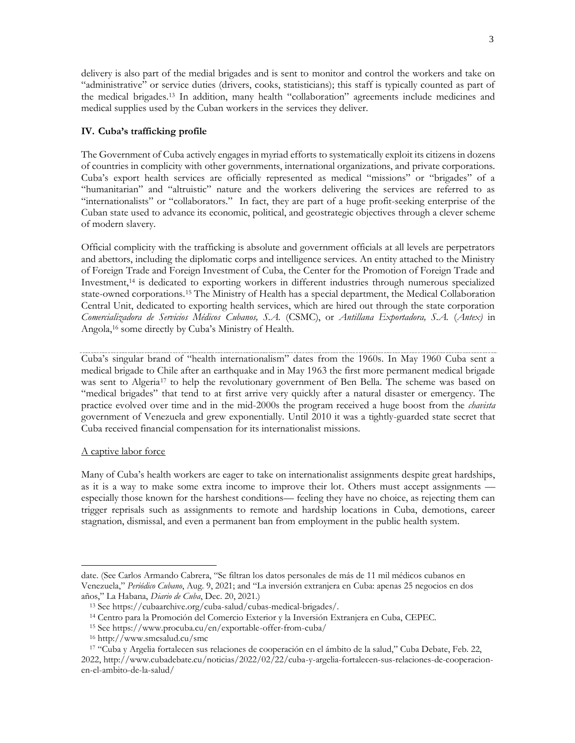delivery is also part of the medial brigades and is sent to monitor and control the workers and take on "administrative" or service duties (drivers, cooks, statisticians); this staff is typically counted as part of the medical brigades.[13] In addition, many health "collaboration" agreements include medicines and medical supplies used by the Cuban workers in the services they deliver.

## IV. Cuba's trafficking profile

The Government of Cuba actively engages in myriad efforts to systematically exploit its citizens in dozens of countries in complicity with other governments, international organizations, and private corporations. Cuba's export health services are officially represented as medical "missions" or "brigades" of a "humanitarian" and "altruistic" nature and the workers delivering the services are referred to as "internationalists" or "collaborators." In fact, they are part of a huge profit-seeking enterprise of the Cuban state used to advance its economic, political, and geostrategic objectives through a clever scheme of modern slavery.

Official complicity with the trafficking is absolute and government officials at all levels are perpetrators and abettors, including the diplomatic corps and intelligence services. An entity attached to the Ministry of Foreign Trade and Foreign Investment of Cuba, the Center for the Promotion of Foreign Trade and Investment,[14] is dedicated to exporting workers in different industries through numerous specialized state-owned corporations.[15] The Ministry of Health has a special department, the Medical Collaboration Central Unit, dedicated to exporting health services, which are hired out through the state corporation *Comercializadora de Servicios Médicos Cubanos, S.A.* (CSMC), or *Antillana Exportadora, S.A.* (*Antex)* in Angola,[16] some directly by Cuba's Ministry of Health.

Cuba's singular brand of "health internationalism" dates from the 1960s. In May 1960 Cuba sent a medical brigade to Chile after an earthquake and in May 1963 the first more permanent medical brigade was sent to Algeria[17] to help the revolutionary government of Ben Bella. The scheme was based on "medical brigades" that tend to at first arrive very quickly after a natural disaster or emergency. The practice evolved over time and in the mid-2000s the program received a huge boost from the *chavista* government of Venezuela and grew exponentially. Until 2010 it was a tightly-guarded state secret that Cuba received financial compensation for its internationalist missions.

A captive labor force

Many of Cuba's health workers are eager to take on internationalist assignments despite great hardships, as it is a way to make some extra income to improve their lot. Others must accept assignments — especially those known for the harshest conditions— feeling they have no choice, as rejecting them can trigger reprisals such as assignments to remote and hardship locations in Cuba, demotions, career stagnation, dismissal, and even a permanent ban from employment in the public health system.

---

date. (See Carlos Armando Cabrera, "Se filtran los datos personales de más de 11 mil médicos cubanos en Venezuela," *Periódico Cubano*, Aug. 9, 2021; and "La inversión extranjera en Cuba: apenas 25 negocios en dos años," La Habana, *Diario de Cuba*, Dec. 20, 2021.)

[13] See https://cubaarchive.org/cuba-salud/cubas-medical-brigades/.

[14] Centro para la Promoción del Comercio Exterior y la Inversión Extranjera en Cuba, CEPEC.

[15] See https://www.procuba.cu/en/exportable-offer-from-cuba/

[16] http://www.smcsalud.cu/smc

[17] "Cuba y Argelia fortalecen sus relaciones de cooperación en el ámbito de la salud," Cuba Debate, Feb. 22, 2022, http://www.cubadebate.cu/noticias/2022/02/22/cuba-y-argelia-fortalecen-sus-relaciones-de-cooperacion-en-el-ambito-de-la-salud/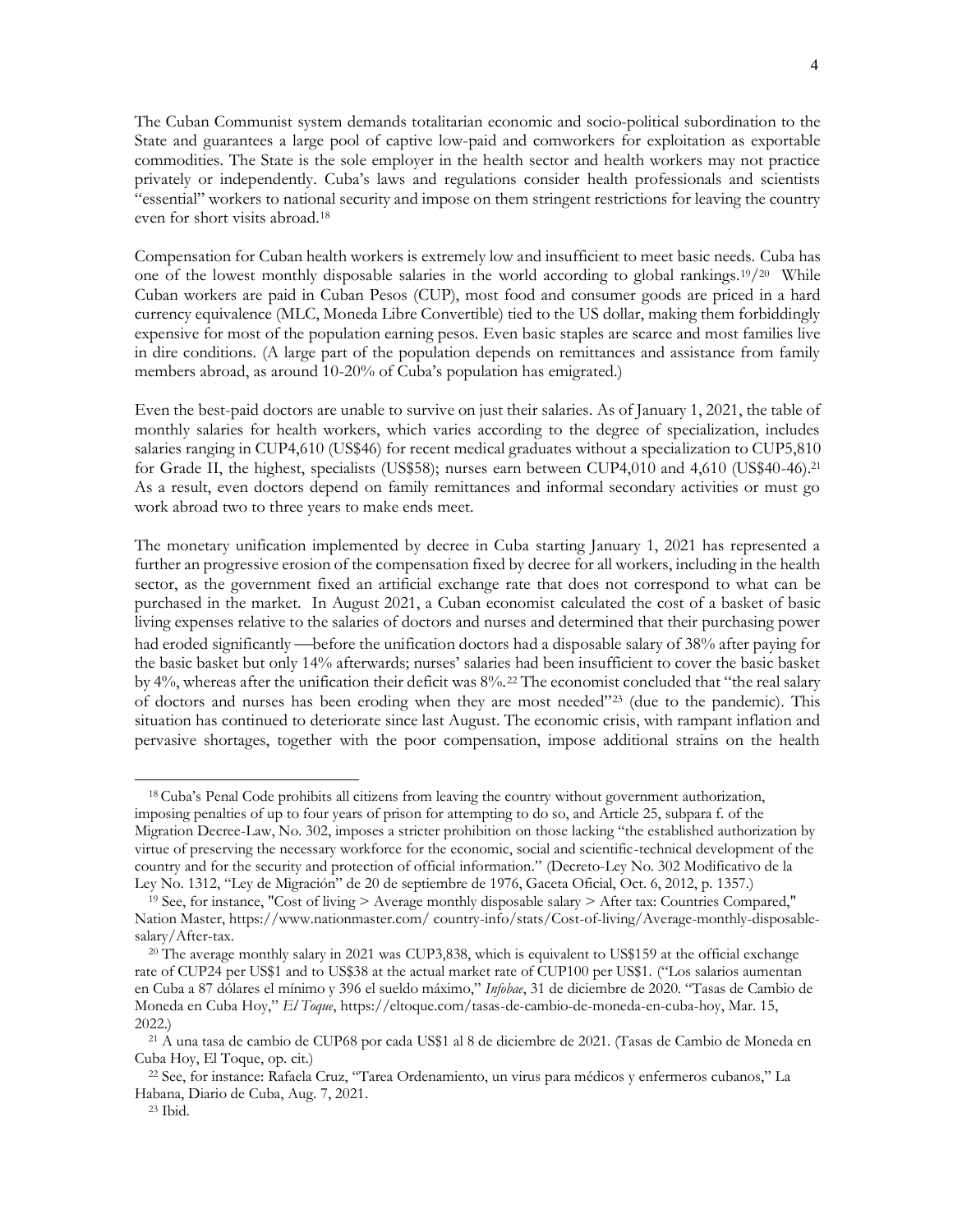The Cuban Communist system demands totalitarian economic and socio-political subordination to the State and guarantees a large pool of captive low-paid and comworkers for exploitation as exportable commodities. The State is the sole employer in the health sector and health workers may not practice privately or independently. Cuba's laws and regulations consider health professionals and scientists "essential" workers to national security and impose on them stringent restrictions for leaving the country even for short visits abroad.[18]

Compensation for Cuban health workers is extremely low and insufficient to meet basic needs. Cuba has one of the lowest monthly disposable salaries in the world according to global rankings.[19]/[20] While Cuban workers are paid in Cuban Pesos (CUP), most food and consumer goods are priced in a hard currency equivalence (MLC, Moneda Libre Convertible) tied to the US dollar, making them forbiddingly expensive for most of the population earning pesos. Even basic staples are scarce and most families live in dire conditions. (A large part of the population depends on remittances and assistance from family members abroad, as around 10-20% of Cuba's population has emigrated.)

Even the best-paid doctors are unable to survive on just their salaries. As of January 1, 2021, the table of monthly salaries for health workers, which varies according to the degree of specialization, includes salaries ranging in CUP4,610 (US$46) for recent medical graduates without a specialization to CUP5,810 for Grade II, the highest, specialists (US$58); nurses earn between CUP4,010 and 4,610 (US$40-46).[21] As a result, even doctors depend on family remittances and informal secondary activities or must go work abroad two to three years to make ends meet.

The monetary unification implemented by decree in Cuba starting January 1, 2021 has represented a further an progressive erosion of the compensation fixed by decree for all workers, including in the health sector, as the government fixed an artificial exchange rate that does not correspond to what can be purchased in the market. In August 2021, a Cuban economist calculated the cost of a basket of basic living expenses relative to the salaries of doctors and nurses and determined that their purchasing power had eroded significantly —before the unification doctors had a disposable salary of 38% after paying for the basic basket but only 14% afterwards; nurses' salaries had been insufficient to cover the basic basket by 4%, whereas after the unification their deficit was 8%.[22] The economist concluded that "the real salary of doctors and nurses has been eroding when they are most needed"[23] (due to the pandemic). This situation has continued to deteriorate since last August. The economic crisis, with rampant inflation and pervasive shortages, together with the poor compensation, impose additional strains on the health

---

[18] Cuba's Penal Code prohibits all citizens from leaving the country without government authorization, imposing penalties of up to four years of prison for attempting to do so, and Article 25, subpara f. of the Migration Decree-Law, No. 302, imposes a stricter prohibition on those lacking "the established authorization by virtue of preserving the necessary workforce for the economic, social and scientific-technical development of the country and for the security and protection of official information." (Decreto-Ley No. 302 Modificativo de la Ley No. 1312, "Ley de Migración" de 20 de septiembre de 1976, Gaceta Oficial, Oct. 6, 2012, p. 1357.)

[19] See, for instance, "Cost of living > Average monthly disposable salary > After tax: Countries Compared," Nation Master, https://www.nationmaster.com/ country-info/stats/Cost-of-living/Average-monthly-disposable-salary/After-tax.

[20] The average monthly salary in 2021 was CUP3,838, which is equivalent to US$159 at the official exchange rate of CUP24 per US$1 and to US$38 at the actual market rate of CUP100 per US$1. ("Los salarios aumentan en Cuba a 87 dólares el mínimo y 396 el sueldo máximo," *Infobae*, 31 de diciembre de 2020. "Tasas de Cambio de Moneda en Cuba Hoy," *El Toque*, https://eltoque.com/tasas-de-cambio-de-moneda-en-cuba-hoy, Mar. 15, 2022.)

[21] A una tasa de cambio de CUP68 por cada US$1 al 8 de diciembre de 2021. (Tasas de Cambio de Moneda en Cuba Hoy, El Toque, op. cit.)

[22] See, for instance: Rafaela Cruz, "Tarea Ordenamiento, un virus para médicos y enfermeros cubanos," La Habana, Diario de Cuba, Aug. 7, 2021.

[23] Ibid.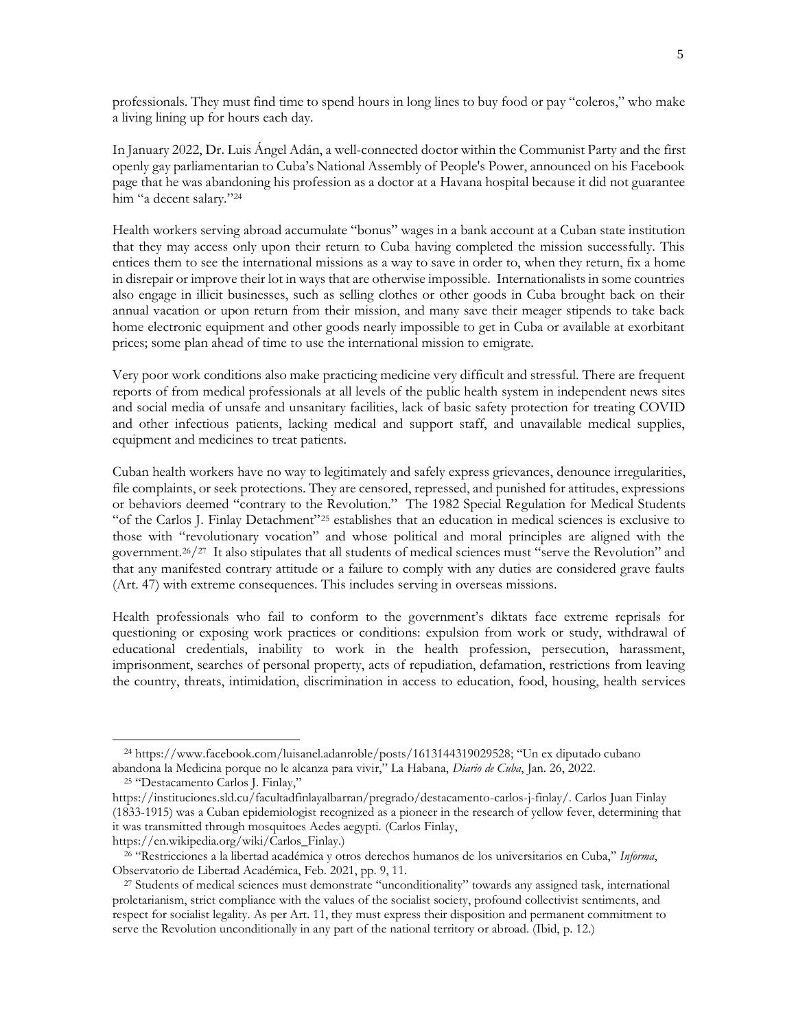professionals. They must find time to spend hours in long lines to buy food or pay "coleros," who make a living lining up for hours each day.

In January 2022, Dr. Luis Ángel Adán, a well-connected doctor within the Communist Party and the first openly gay parliamentarian to Cuba's National Assembly of People's Power, announced on his Facebook page that he was abandoning his profession as a doctor at a Havana hospital because it did not guarantee him "a decent salary."[24]

Health workers serving abroad accumulate "bonus" wages in a bank account at a Cuban state institution that they may access only upon their return to Cuba having completed the mission successfully. This entices them to see the international missions as a way to save in order to, when they return, fix a home in disrepair or improve their lot in ways that are otherwise impossible. Internationalists in some countries also engage in illicit businesses, such as selling clothes or other goods in Cuba brought back on their annual vacation or upon return from their mission, and many save their meager stipends to take back home electronic equipment and other goods nearly impossible to get in Cuba or available at exorbitant prices; some plan ahead of time to use the international mission to emigrate.

Very poor work conditions also make practicing medicine very difficult and stressful. There are frequent reports of from medical professionals at all levels of the public health system in independent news sites and social media of unsafe and unsanitary facilities, lack of basic safety protection for treating COVID and other infectious patients, lacking medical and support staff, and unavailable medical supplies, equipment and medicines to treat patients.

Cuban health workers have no way to legitimately and safely express grievances, denounce irregularities, file complaints, or seek protections. They are censored, repressed, and punished for attitudes, expressions or behaviors deemed "contrary to the Revolution." The 1982 Special Regulation for Medical Students "of the Carlos J. Finlay Detachment"[25] establishes that an education in medical sciences is exclusive to those with "revolutionary vocation" and whose political and moral principles are aligned with the government.[26]/[27] It also stipulates that all students of medical sciences must "serve the Revolution" and that any manifested contrary attitude or a failure to comply with any duties are considered grave faults (Art. 47) with extreme consequences. This includes serving in overseas missions.

Health professionals who fail to conform to the government's diktats face extreme reprisals for questioning or exposing work practices or conditions: expulsion from work or study, withdrawal of educational credentials, inability to work in the health profession, persecution, harassment, imprisonment, searches of personal property, acts of repudiation, defamation, restrictions from leaving the country, threats, intimidation, discrimination in access to education, food, housing, health services

---

[24] https://www.facebook.com/luisanel.adanroble/posts/1613144319029528; "Un ex diputado cubano abandona la Medicina porque no le alcanza para vivir," La Habana, *Diario de Cuba*, Jan. 26, 2022.

[25] "Destacamento Carlos J. Finlay," https://instituciones.sld.cu/facultadfinlayalbarran/pregrado/destacamento-carlos-j-finlay/. Carlos Juan Finlay (1833-1915) was a Cuban epidemiologist recognized as a pioneer in the research of yellow fever, determining that it was transmitted through mosquitoes Aedes aegypti. (Carlos Finlay, https://en.wikipedia.org/wiki/Carlos_Finlay.)

[26] "Restricciones a la libertad académica y otros derechos humanos de los universitarios en Cuba," *Informa*, Observatorio de Libertad Académica, Feb. 2021, pp. 9, 11.

[27] Students of medical sciences must demonstrate "unconditionality" towards any assigned task, international proletarianism, strict compliance with the values of the socialist society, profound collectivist sentiments, and respect for socialist legality. As per Art. 11, they must express their disposition and permanent commitment to serve the Revolution unconditionally in any part of the national territory or abroad. (Ibid, p. 12.)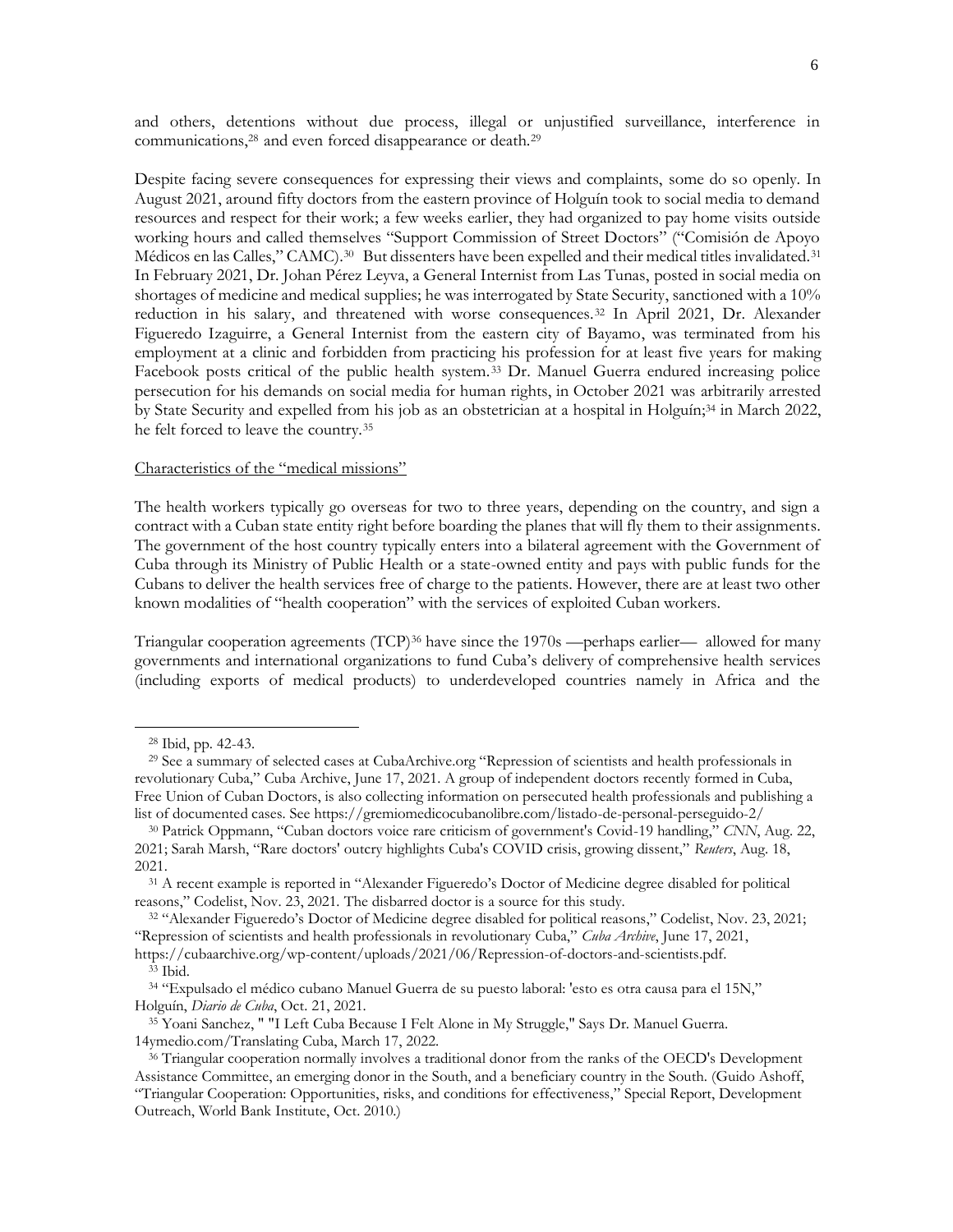and others, detentions without due process, illegal or unjustified surveillance, interference in communications,[28] and even forced disappearance or death.[29]

Despite facing severe consequences for expressing their views and complaints, some do so openly. In August 2021, around fifty doctors from the eastern province of Holguín took to social media to demand resources and respect for their work; a few weeks earlier, they had organized to pay home visits outside working hours and called themselves "Support Commission of Street Doctors" ("Comisión de Apoyo Médicos en las Calles," CAMC).[30] But dissenters have been expelled and their medical titles invalidated.[31] In February 2021, Dr. Johan Pérez Leyva, a General Internist from Las Tunas, posted in social media on shortages of medicine and medical supplies; he was interrogated by State Security, sanctioned with a 10% reduction in his salary, and threatened with worse consequences.[32] In April 2021, Dr. Alexander Figueredo Izaguirre, a General Internist from the eastern city of Bayamo, was terminated from his employment at a clinic and forbidden from practicing his profession for at least five years for making Facebook posts critical of the public health system.[33] Dr. Manuel Guerra endured increasing police persecution for his demands on social media for human rights, in October 2021 was arbitrarily arrested by State Security and expelled from his job as an obstetrician at a hospital in Holguín;[34] in March 2022, he felt forced to leave the country.[35]

<u>Characteristics of the "medical missions"</u>

The health workers typically go overseas for two to three years, depending on the country, and sign a contract with a Cuban state entity right before boarding the planes that will fly them to their assignments. The government of the host country typically enters into a bilateral agreement with the Government of Cuba through its Ministry of Public Health or a state-owned entity and pays with public funds for the Cubans to deliver the health services free of charge to the patients. However, there are at least two other known modalities of "health cooperation" with the services of exploited Cuban workers.

Triangular cooperation agreements (TCP)[36] have since the 1970s —perhaps earlier— allowed for many governments and international organizations to fund Cuba's delivery of comprehensive health services (including exports of medical products) to underdeveloped countries namely in Africa and the

---

[28] Ibid, pp. 42-43.

[29] See a summary of selected cases at CubaArchive.org "Repression of scientists and health professionals in revolutionary Cuba," Cuba Archive, June 17, 2021. A group of independent doctors recently formed in Cuba, Free Union of Cuban Doctors, is also collecting information on persecuted health professionals and publishing a list of documented cases. See https://gremiomedicocubanolibre.com/listado-de-personal-perseguido-2/

[30] Patrick Oppmann, "Cuban doctors voice rare criticism of government's Covid-19 handling," *CNN*, Aug. 22, 2021; Sarah Marsh, "Rare doctors' outcry highlights Cuba's COVID crisis, growing dissent," *Reuters*, Aug. 18, 2021.

[31] A recent example is reported in "Alexander Figueredo's Doctor of Medicine degree disabled for political reasons," Codelist, Nov. 23, 2021. The disbarred doctor is a source for this study.

[32] "Alexander Figueredo's Doctor of Medicine degree disabled for political reasons," Codelist, Nov. 23, 2021; "Repression of scientists and health professionals in revolutionary Cuba," *Cuba Archive*, June 17, 2021, https://cubaarchive.org/wp-content/uploads/2021/06/Repression-of-doctors-and-scientists.pdf.

[33] Ibid.

[34] "Expulsado el médico cubano Manuel Guerra de su puesto laboral: 'esto es otra causa para el 15N,'" Holguín, *Diario de Cuba*, Oct. 21, 2021.

[35] Yoani Sanchez, " "I Left Cuba Because I Felt Alone in My Struggle," Says Dr. Manuel Guerra. 14ymedio.com/Translating Cuba, March 17, 2022.

[36] Triangular cooperation normally involves a traditional donor from the ranks of the OECD's Development Assistance Committee, an emerging donor in the South, and a beneficiary country in the South. (Guido Ashoff, "Triangular Cooperation: Opportunities, risks, and conditions for effectiveness," Special Report, Development Outreach, World Bank Institute, Oct. 2010.)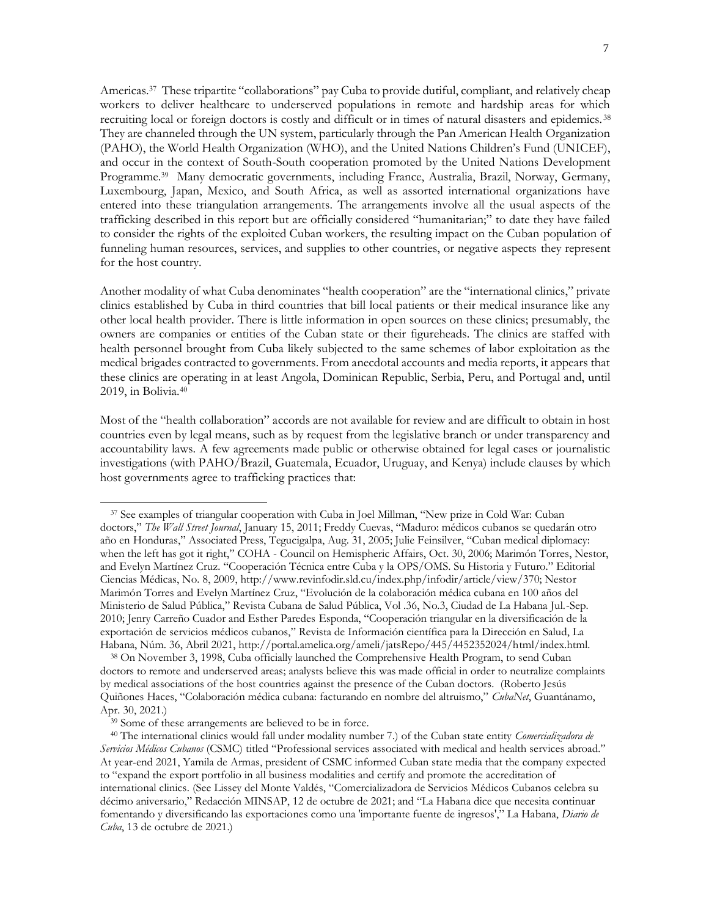Americas.[37] These tripartite "collaborations" pay Cuba to provide dutiful, compliant, and relatively cheap workers to deliver healthcare to underserved populations in remote and hardship areas for which recruiting local or foreign doctors is costly and difficult or in times of natural disasters and epidemics.[38] They are channeled through the UN system, particularly through the Pan American Health Organization (PAHO), the World Health Organization (WHO), and the United Nations Children's Fund (UNICEF), and occur in the context of South-South cooperation promoted by the United Nations Development Programme.[39] Many democratic governments, including France, Australia, Brazil, Norway, Germany, Luxembourg, Japan, Mexico, and South Africa, as well as assorted international organizations have entered into these triangulation arrangements. The arrangements involve all the usual aspects of the trafficking described in this report but are officially considered "humanitarian;" to date they have failed to consider the rights of the exploited Cuban workers, the resulting impact on the Cuban population of funneling human resources, services, and supplies to other countries, or negative aspects they represent for the host country.

Another modality of what Cuba denominates "health cooperation" are the "international clinics," private clinics established by Cuba in third countries that bill local patients or their medical insurance like any other local health provider. There is little information in open sources on these clinics; presumably, the owners are companies or entities of the Cuban state or their figureheads. The clinics are staffed with health personnel brought from Cuba likely subjected to the same schemes of labor exploitation as the medical brigades contracted to governments. From anecdotal accounts and media reports, it appears that these clinics are operating in at least Angola, Dominican Republic, Serbia, Peru, and Portugal and, until 2019, in Bolivia.[40]

Most of the "health collaboration" accords are not available for review and are difficult to obtain in host countries even by legal means, such as by request from the legislative branch or under transparency and accountability laws. A few agreements made public or otherwise obtained for legal cases or journalistic investigations (with PAHO/Brazil, Guatemala, Ecuador, Uruguay, and Kenya) include clauses by which host governments agree to trafficking practices that:

---

[37] See examples of triangular cooperation with Cuba in Joel Millman, "New prize in Cold War: Cuban doctors," *The Wall Street Journal*, January 15, 2011; Freddy Cuevas, "Maduro: médicos cubanos se quedarán otro año en Honduras," Associated Press, Tegucigalpa, Aug. 31, 2005; Julie Feinsilver, "Cuban medical diplomacy: when the left has got it right," COHA - Council on Hemispheric Affairs, Oct. 30, 2006; Marimón Torres, Nestor, and Evelyn Martínez Cruz. "Cooperación Técnica entre Cuba y la OPS/OMS. Su Historia y Futuro." Editorial Ciencias Médicas, No. 8, 2009, http://www.revinfodir.sld.cu/index.php/infodir/article/view/370; Nestor Marimón Torres and Evelyn Martínez Cruz, "Evolución de la colaboración médica cubana en 100 años del Ministerio de Salud Pública," Revista Cubana de Salud Pública, Vol .36, No.3, Ciudad de La Habana Jul.-Sep. 2010; Jenry Carreño Cuador and Esther Paredes Esponda, "Cooperación triangular en la diversificación de la exportación de servicios médicos cubanos," Revista de Información científica para la Dirección en Salud, La Habana, Núm. 36, Abril 2021, http://portal.amelica.org/ameli/jatsRepo/445/4452352024/html/index.html.

[38] On November 3, 1998, Cuba officially launched the Comprehensive Health Program, to send Cuban doctors to remote and underserved areas; analysts believe this was made official in order to neutralize complaints by medical associations of the host countries against the presence of the Cuban doctors. (Roberto Jesús Quiñones Haces, "Colaboración médica cubana: facturando en nombre del altruismo," *CubaNet*, Guantánamo, Apr. 30, 2021.)

[39] Some of these arrangements are believed to be in force.

[40] The international clinics would fall under modality number 7.) of the Cuban state entity *Comercializadora de Servicios Médicos Cubanos* (CSMC) titled "Professional services associated with medical and health services abroad." At year-end 2021, Yamila de Armas, president of CSMC informed Cuban state media that the company expected to "expand the export portfolio in all business modalities and certify and promote the accreditation of international clinics. (See Lissey del Monte Valdés, "Comercializadora de Servicios Médicos Cubanos celebra su décimo aniversario," Redacción MINSAP, 12 de octubre de 2021; and "La Habana dice que necesita continuar fomentando y diversificando las exportaciones como una 'importante fuente de ingresos'," La Habana, *Diario de Cuba*, 13 de octubre de 2021.)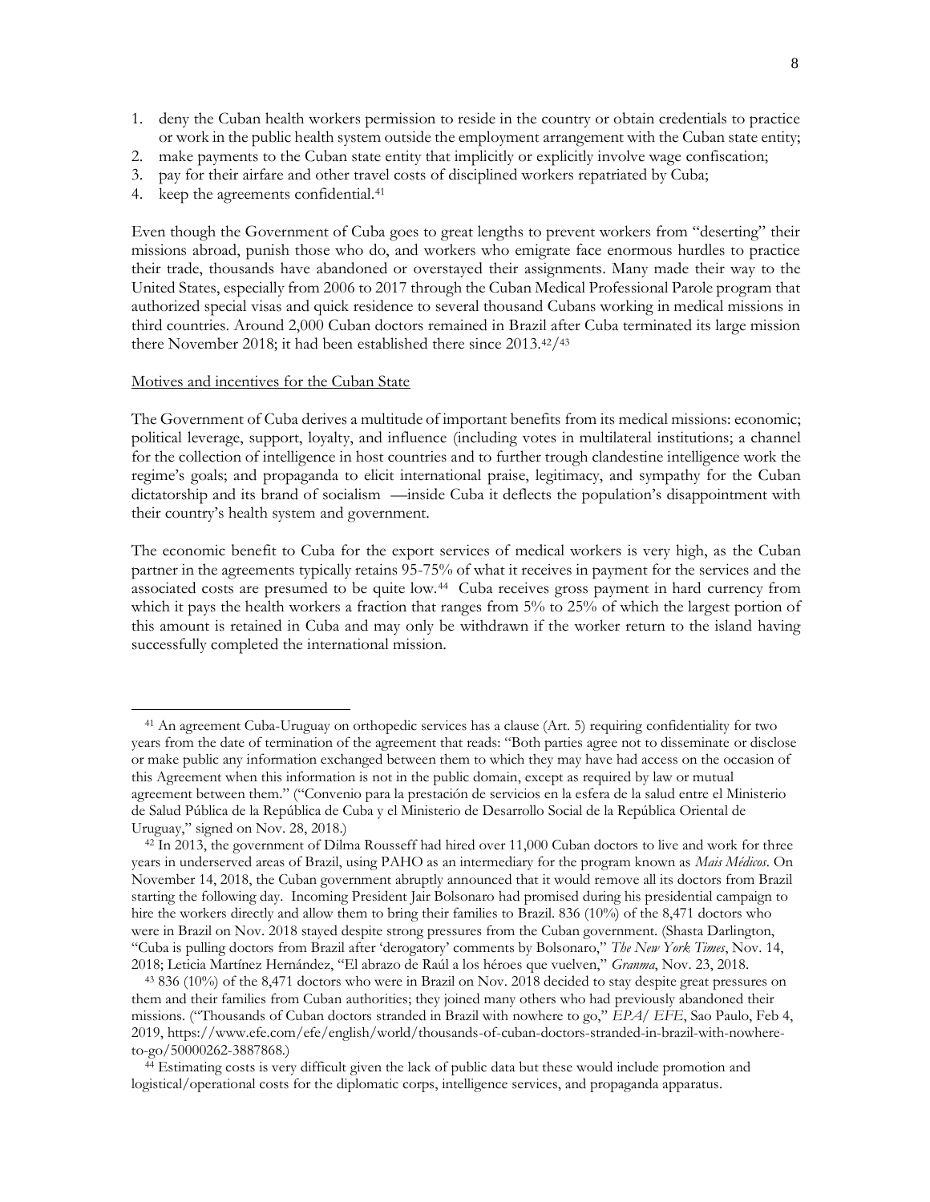1. deny the Cuban health workers permission to reside in the country or obtain credentials to practice or work in the public health system outside the employment arrangement with the Cuban state entity;
2. make payments to the Cuban state entity that implicitly or explicitly involve wage confiscation;
3. pay for their airfare and other travel costs of disciplined workers repatriated by Cuba;
4. keep the agreements confidential.[41]

Even though the Government of Cuba goes to great lengths to prevent workers from "deserting" their missions abroad, punish those who do, and workers who emigrate face enormous hurdles to practice their trade, thousands have abandoned or overstayed their assignments. Many made their way to the United States, especially from 2006 to 2017 through the Cuban Medical Professional Parole program that authorized special visas and quick residence to several thousand Cubans working in medical missions in third countries. Around 2,000 Cuban doctors remained in Brazil after Cuba terminated its large mission there November 2018; it had been established there since 2013.[42]/[43]

<u>Motives and incentives for the Cuban State</u>

The Government of Cuba derives a multitude of important benefits from its medical missions: economic; political leverage, support, loyalty, and influence (including votes in multilateral institutions; a channel for the collection of intelligence in host countries and to further trough clandestine intelligence work the regime's goals; and propaganda to elicit international praise, legitimacy, and sympathy for the Cuban dictatorship and its brand of socialism —inside Cuba it deflects the population's disappointment with their country's health system and government.

The economic benefit to Cuba for the export services of medical workers is very high, as the Cuban partner in the agreements typically retains 95-75% of what it receives in payment for the services and the associated costs are presumed to be quite low.[44] Cuba receives gross payment in hard currency from which it pays the health workers a fraction that ranges from 5% to 25% of which the largest portion of this amount is retained in Cuba and may only be withdrawn if the worker return to the island having successfully completed the international mission.

---

[41] An agreement Cuba-Uruguay on orthopedic services has a clause (Art. 5) requiring confidentiality for two years from the date of termination of the agreement that reads: "Both parties agree not to disseminate or disclose or make public any information exchanged between them to which they may have had access on the occasion of this Agreement when this information is not in the public domain, except as required by law or mutual agreement between them." ("Convenio para la prestación de servicios en la esfera de la salud entre el Ministerio de Salud Pública de la República de Cuba y el Ministerio de Desarrollo Social de la República Oriental de Uruguay," signed on Nov. 28, 2018.)

[42] In 2013, the government of Dilma Rousseff had hired over 11,000 Cuban doctors to live and work for three years in underserved areas of Brazil, using PAHO as an intermediary for the program known as *Mais Médicos*. On November 14, 2018, the Cuban government abruptly announced that it would remove all its doctors from Brazil starting the following day. Incoming President Jair Bolsonaro had promised during his presidential campaign to hire the workers directly and allow them to bring their families to Brazil. 836 (10%) of the 8,471 doctors who were in Brazil on Nov. 2018 stayed despite strong pressures from the Cuban government. (Shasta Darlington, "Cuba is pulling doctors from Brazil after 'derogatory' comments by Bolsonaro," *The New York Times*, Nov. 14, 2018; Leticia Martínez Hernández, "El abrazo de Raúl a los héroes que vuelven," *Granma*, Nov. 23, 2018.

[43] 836 (10%) of the 8,471 doctors who were in Brazil on Nov. 2018 decided to stay despite great pressures on them and their families from Cuban authorities; they joined many others who had previously abandoned their missions. ("Thousands of Cuban doctors stranded in Brazil with nowhere to go," *EPA/ EFE*, Sao Paulo, Feb 4, 2019, https://www.efe.com/efe/english/world/thousands-of-cuban-doctors-stranded-in-brazil-with-nowhere-to-go/50000262-3887868.)

[44] Estimating costs is very difficult given the lack of public data but these would include promotion and logistical/operational costs for the diplomatic corps, intelligence services, and propaganda apparatus.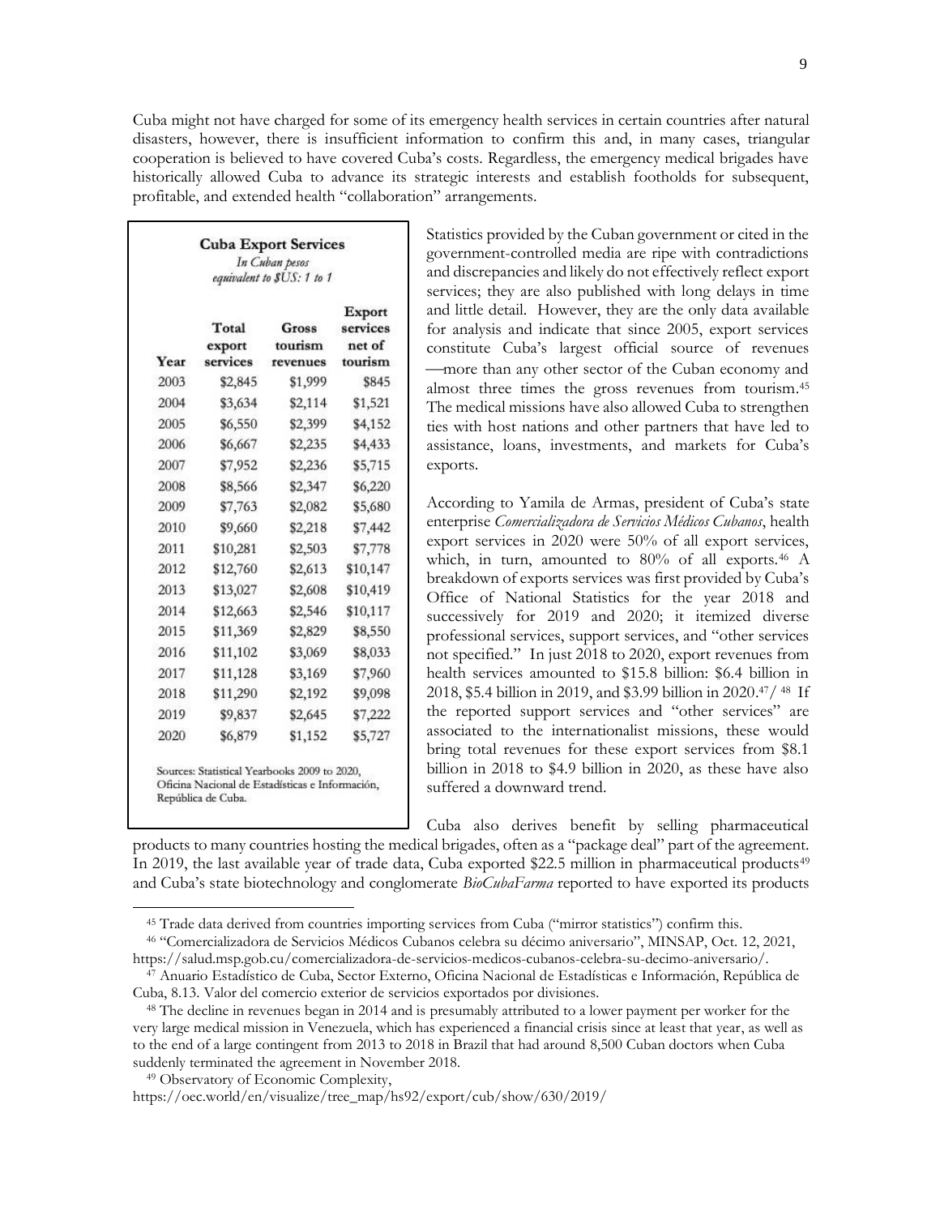Cuba might not have charged for some of its emergency health services in certain countries after natural disasters, however, there is insufficient information to confirm this and, in many cases, triangular cooperation is believed to have covered Cuba's costs. Regardless, the emergency medical brigades have historically allowed Cuba to advance its strategic interests and establish footholds for subsequent, profitable, and extended health "collaboration" arrangements.

**Cuba Export Services**
*In Cuban pesos equivalent to $US: 1 to 1*

| Year | Total export services | Gross tourism revenues | Export services net of tourism |
|---|---|---|---|
| 2003 | $2,845 | $1,999 | $845 |
| 2004 | $3,634 | $2,114 | $1,521 |
| 2005 | $6,550 | $2,399 | $4,152 |
| 2006 | $6,667 | $2,235 | $4,433 |
| 2007 | $7,952 | $2,236 | $5,715 |
| 2008 | $8,566 | $2,347 | $6,220 |
| 2009 | $7,763 | $2,082 | $5,680 |
| 2010 | $9,660 | $2,218 | $7,442 |
| 2011 | $10,281 | $2,503 | $7,778 |
| 2012 | $12,760 | $2,613 | $10,147 |
| 2013 | $13,027 | $2,608 | $10,419 |
| 2014 | $12,663 | $2,546 | $10,117 |
| 2015 | $11,369 | $2,829 | $8,550 |
| 2016 | $11,102 | $3,069 | $8,033 |
| 2017 | $11,128 | $3,169 | $7,960 |
| 2018 | $11,290 | $2,192 | $9,098 |
| 2019 | $9,837 | $2,645 | $7,222 |
| 2020 | $6,879 | $1,152 | $5,727 |

Sources: Statistical Yearbooks 2009 to 2020, Oficina Nacional de Estadísticas e Información, República de Cuba.

Statistics provided by the Cuban government or cited in the government-controlled media are ripe with contradictions and discrepancies and likely do not effectively reflect export services; they are also published with long delays in time and little detail. However, they are the only data available for analysis and indicate that since 2005, export services constitute Cuba's largest official source of revenues —more than any other sector of the Cuban economy and almost three times the gross revenues from tourism.[45] The medical missions have also allowed Cuba to strengthen ties with host nations and other partners that have led to assistance, loans, investments, and markets for Cuba's exports.

According to Yamila de Armas, president of Cuba's state enterprise *Comercializadora de Servicios Médicos Cubanos*, health export services in 2020 were 50% of all export services, which, in turn, amounted to 80% of all exports.[46] A breakdown of exports services was first provided by Cuba's Office of National Statistics for the year 2018 and successively for 2019 and 2020; it itemized diverse professional services, support services, and "other services not specified." In just 2018 to 2020, export revenues from health services amounted to $15.8 billion: $6.4 billion in 2018, $5.4 billion in 2019, and $3.99 billion in 2020.[47]/[48] If the reported support services and "other services" are associated to the internationalist missions, these would bring total revenues for these export services from $8.1 billion in 2018 to $4.9 billion in 2020, as these have also suffered a downward trend.

Cuba also derives benefit by selling pharmaceutical products to many countries hosting the medical brigades, often as a "package deal" part of the agreement. In 2019, the last available year of trade data, Cuba exported $22.5 million in pharmaceutical products[49] and Cuba's state biotechnology and conglomerate *BioCubaFarma* reported to have exported its products

[45] Trade data derived from countries importing services from Cuba ("mirror statistics") confirm this.

[46] "Comercializadora de Servicios Médicos Cubanos celebra su décimo aniversario", MINSAP, Oct. 12, 2021, https://salud.msp.gob.cu/comercializadora-de-servicios-medicos-cubanos-celebra-su-decimo-aniversario/.

[47] Anuario Estadístico de Cuba, Sector Externo, Oficina Nacional de Estadísticas e Información, República de Cuba, 8.13. Valor del comercio exterior de servicios exportados por divisiones.

[48] The decline in revenues began in 2014 and is presumably attributed to a lower payment per worker for the very large medical mission in Venezuela, which has experienced a financial crisis since at least that year, as well as to the end of a large contingent from 2013 to 2018 in Brazil that had around 8,500 Cuban doctors when Cuba suddenly terminated the agreement in November 2018.

[49] Observatory of Economic Complexity, https://oec.world/en/visualize/tree_map/hs92/export/cub/show/630/2019/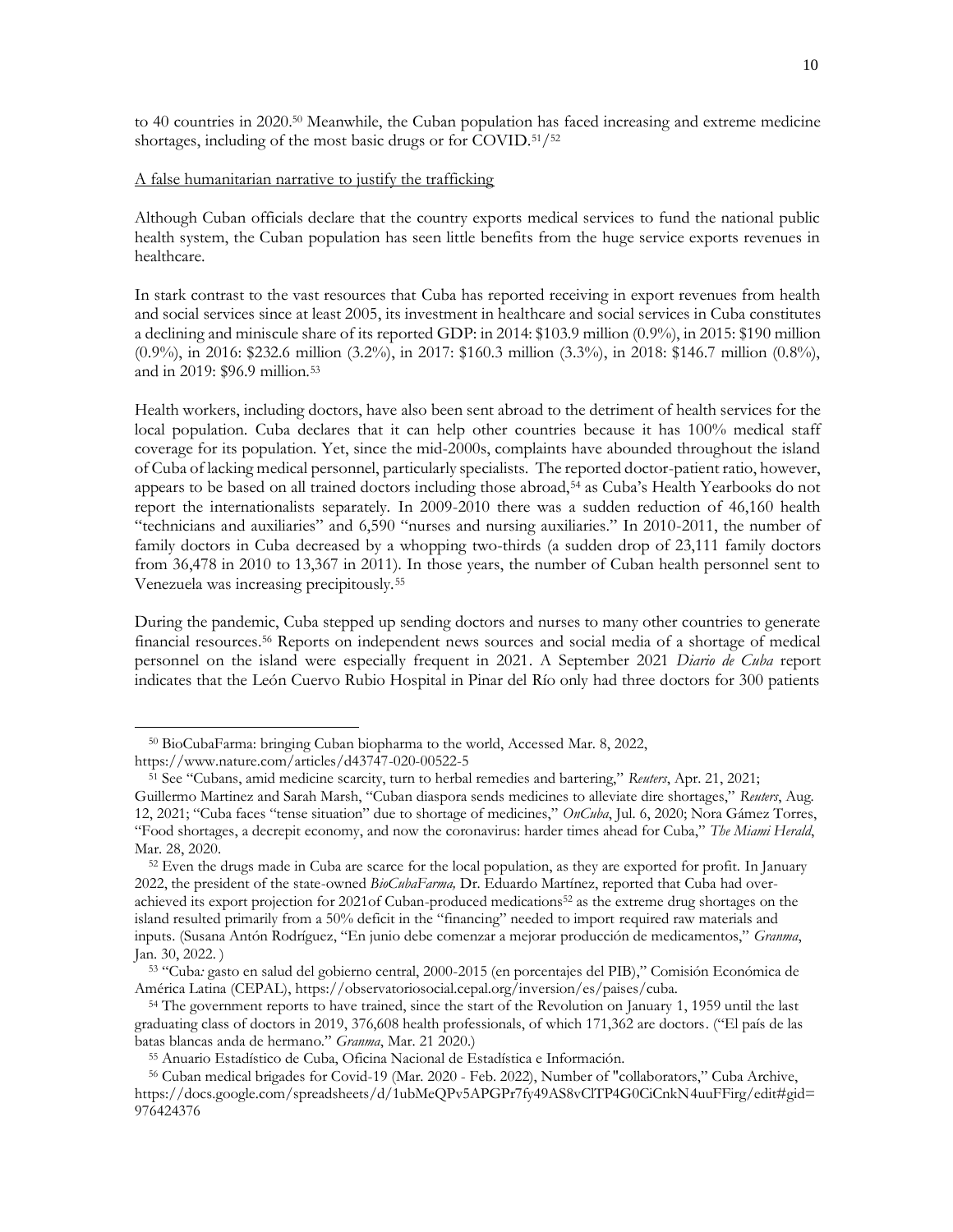to 40 countries in 2020.[50] Meanwhile, the Cuban population has faced increasing and extreme medicine shortages, including of the most basic drugs or for COVID.[51]/[52]

<u>A false humanitarian narrative to justify the trafficking</u>

Although Cuban officials declare that the country exports medical services to fund the national public health system, the Cuban population has seen little benefits from the huge service exports revenues in healthcare.

In stark contrast to the vast resources that Cuba has reported receiving in export revenues from health and social services since at least 2005, its investment in healthcare and social services in Cuba constitutes a declining and miniscule share of its reported GDP: in 2014: $103.9 million (0.9%), in 2015: $190 million (0.9%), in 2016: $232.6 million (3.2%), in 2017: $160.3 million (3.3%), in 2018: $146.7 million (0.8%), and in 2019: $96.9 million.[53]

Health workers, including doctors, have also been sent abroad to the detriment of health services for the local population. Cuba declares that it can help other countries because it has 100% medical staff coverage for its population. Yet, since the mid-2000s, complaints have abounded throughout the island of Cuba of lacking medical personnel, particularly specialists. The reported doctor-patient ratio, however, appears to be based on all trained doctors including those abroad,[54] as Cuba's Health Yearbooks do not report the internationalists separately. In 2009-2010 there was a sudden reduction of 46,160 health "technicians and auxiliaries" and 6,590 "nurses and nursing auxiliaries." In 2010-2011, the number of family doctors in Cuba decreased by a whopping two-thirds (a sudden drop of 23,111 family doctors from 36,478 in 2010 to 13,367 in 2011). In those years, the number of Cuban health personnel sent to Venezuela was increasing precipitously.[55]

During the pandemic, Cuba stepped up sending doctors and nurses to many other countries to generate financial resources.[56] Reports on independent news sources and social media of a shortage of medical personnel on the island were especially frequent in 2021. A September 2021 *Diario de Cuba* report indicates that the León Cuervo Rubio Hospital in Pinar del Río only had three doctors for 300 patients

---

[50] BioCubaFarma: bringing Cuban biopharma to the world, Accessed Mar. 8, 2022, https://www.nature.com/articles/d43747-020-00522-5

[51] See "Cubans, amid medicine scarcity, turn to herbal remedies and bartering," *Reuters*, Apr. 21, 2021; Guillermo Martinez and Sarah Marsh, "Cuban diaspora sends medicines to alleviate dire shortages," *Reuters*, Aug. 12, 2021; "Cuba faces "tense situation" due to shortage of medicines," *OnCuba*, Jul. 6, 2020; Nora Gámez Torres, "Food shortages, a decrepit economy, and now the coronavirus: harder times ahead for Cuba," *The Miami Herald*, Mar. 28, 2020.

[52] Even the drugs made in Cuba are scarce for the local population, as they are exported for profit. In January 2022, the president of the state-owned *BioCubaFarma,* Dr. Eduardo Martínez, reported that Cuba had over-achieved its export projection for 2021of Cuban-produced medications[52] as the extreme drug shortages on the island resulted primarily from a 50% deficit in the "financing" needed to import required raw materials and inputs. (Susana Antón Rodríguez, "En junio debe comenzar a mejorar producción de medicamentos," *Granma*, Jan. 30, 2022. )

[53] "Cuba*:* gasto en salud del gobierno central, 2000-2015 (en porcentajes del PIB)," Comisión Económica de América Latina (CEPAL), https://observatoriosocial.cepal.org/inversion/es/paises/cuba.

[54] The government reports to have trained, since the start of the Revolution on January 1, 1959 until the last graduating class of doctors in 2019, 376,608 health professionals, of which 171,362 are doctors. ("El país de las batas blancas anda de hermano." *Granma*, Mar. 21 2020.)

[55] Anuario Estadístico de Cuba, Oficina Nacional de Estadística e Información.

[56] Cuban medical brigades for Covid-19 (Mar. 2020 - Feb. 2022), Number of "collaborators," Cuba Archive, https://docs.google.com/spreadsheets/d/1ubMeQPv5APGPr7fy49AS8vClTP4G0CiCnkN4uuFFirg/edit#gid=976424376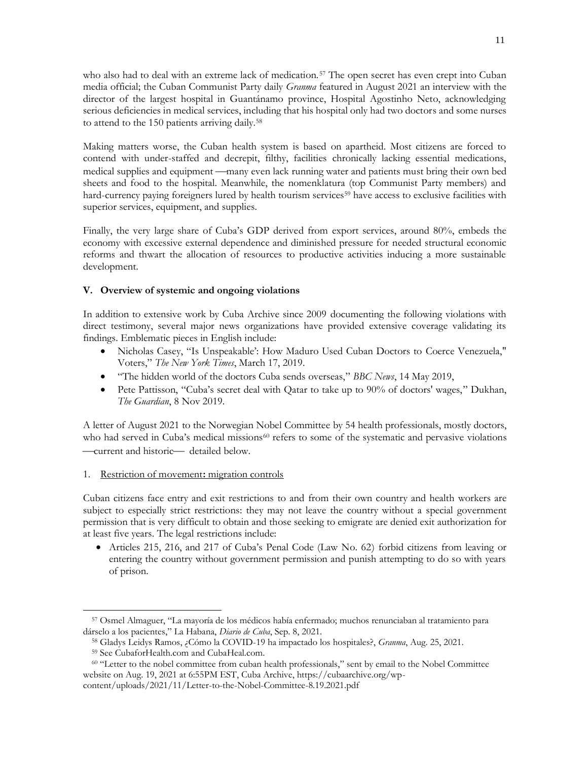who also had to deal with an extreme lack of medication.[57] The open secret has even crept into Cuban media official; the Cuban Communist Party daily *Granma* featured in August 2021 an interview with the director of the largest hospital in Guantánamo province, Hospital Agostinho Neto, acknowledging serious deficiencies in medical services, including that his hospital only had two doctors and some nurses to attend to the 150 patients arriving daily.[58]

Making matters worse, the Cuban health system is based on apartheid. Most citizens are forced to contend with under-staffed and decrepit, filthy, facilities chronically lacking essential medications, medical supplies and equipment —many even lack running water and patients must bring their own bed sheets and food to the hospital. Meanwhile, the nomenklatura (top Communist Party members) and hard-currency paying foreigners lured by health tourism services[59] have access to exclusive facilities with superior services, equipment, and supplies.

Finally, the very large share of Cuba's GDP derived from export services, around 80%, embeds the economy with excessive external dependence and diminished pressure for needed structural economic reforms and thwart the allocation of resources to productive activities inducing a more sustainable development.

## V. Overview of systemic and ongoing violations

In addition to extensive work by Cuba Archive since 2009 documenting the following violations with direct testimony, several major news organizations have provided extensive coverage validating its findings. Emblematic pieces in English include:

- Nicholas Casey, "Is Unspeakable': How Maduro Used Cuban Doctors to Coerce Venezuela," Voters," *The New York Times*, March 17, 2019.
- "The hidden world of the doctors Cuba sends overseas," *BBC News*, 14 May 2019,
- Pete Pattisson, "Cuba's secret deal with Qatar to take up to 90% of doctors' wages," Dukhan, *The Guardian*, 8 Nov 2019.

A letter of August 2021 to the Norwegian Nobel Committee by 54 health professionals, mostly doctors, who had served in Cuba's medical missions[60] refers to some of the systematic and pervasive violations —current and historic— detailed below.

1. <u>Restriction of movement: migration controls</u>

Cuban citizens face entry and exit restrictions to and from their own country and health workers are subject to especially strict restrictions: they may not leave the country without a special government permission that is very difficult to obtain and those seeking to emigrate are denied exit authorization for at least five years. The legal restrictions include:

- Articles 215, 216, and 217 of Cuba's Penal Code (Law No. 62) forbid citizens from leaving or entering the country without government permission and punish attempting to do so with years of prison.

---

[57] Osmel Almaguer, "La mayoría de los médicos había enfermado; muchos renunciaban al tratamiento para dárselo a los pacientes," La Habana, *Diario de Cuba*, Sep. 8, 2021.

[58] Gladys Leidys Ramos, ¿Cómo la COVID-19 ha impactado los hospitales?, *Granma*, Aug. 25, 2021.

[59] See CubaforHealth.com and CubaHeal.com.

[60] "Letter to the nobel committee from cuban health professionals," sent by email to the Nobel Committee website on Aug. 19, 2021 at 6:55PM EST, Cuba Archive, https://cubaarchive.org/wp-content/uploads/2021/11/Letter-to-the-Nobel-Committee-8.19.2021.pdf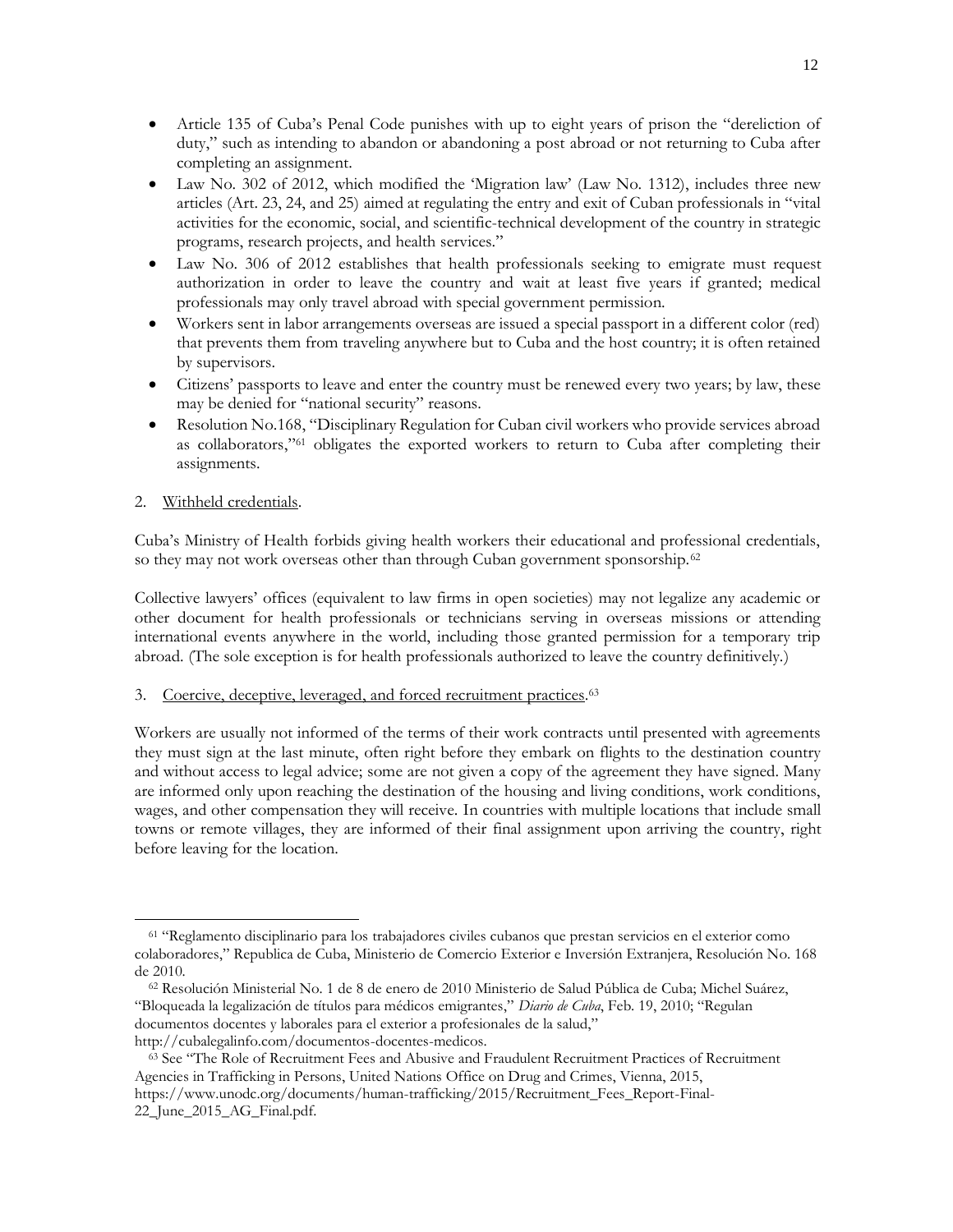- Article 135 of Cuba's Penal Code punishes with up to eight years of prison the "dereliction of duty," such as intending to abandon or abandoning a post abroad or not returning to Cuba after completing an assignment.
- Law No. 302 of 2012, which modified the 'Migration law' (Law No. 1312), includes three new articles (Art. 23, 24, and 25) aimed at regulating the entry and exit of Cuban professionals in "vital activities for the economic, social, and scientific-technical development of the country in strategic programs, research projects, and health services."
- Law No. 306 of 2012 establishes that health professionals seeking to emigrate must request authorization in order to leave the country and wait at least five years if granted; medical professionals may only travel abroad with special government permission.
- Workers sent in labor arrangements overseas are issued a special passport in a different color (red) that prevents them from traveling anywhere but to Cuba and the host country; it is often retained by supervisors.
- Citizens' passports to leave and enter the country must be renewed every two years; by law, these may be denied for "national security" reasons.
- Resolution No.168, "Disciplinary Regulation for Cuban civil workers who provide services abroad as collaborators,"[61] obligates the exported workers to return to Cuba after completing their assignments.

2. Withheld credentials.

Cuba's Ministry of Health forbids giving health workers their educational and professional credentials, so they may not work overseas other than through Cuban government sponsorship.[62]

Collective lawyers' offices (equivalent to law firms in open societies) may not legalize any academic or other document for health professionals or technicians serving in overseas missions or attending international events anywhere in the world, including those granted permission for a temporary trip abroad. (The sole exception is for health professionals authorized to leave the country definitively.)

3. Coercive, deceptive, leveraged, and forced recruitment practices.[63]

Workers are usually not informed of the terms of their work contracts until presented with agreements they must sign at the last minute, often right before they embark on flights to the destination country and without access to legal advice; some are not given a copy of the agreement they have signed. Many are informed only upon reaching the destination of the housing and living conditions, work conditions, wages, and other compensation they will receive. In countries with multiple locations that include small towns or remote villages, they are informed of their final assignment upon arriving the country, right before leaving for the location.

---

[61] "Reglamento disciplinario para los trabajadores civiles cubanos que prestan servicios en el exterior como colaboradores," Republica de Cuba, Ministerio de Comercio Exterior e Inversión Extranjera, Resolución No. 168 de 2010.

[62] Resolución Ministerial No. 1 de 8 de enero de 2010 Ministerio de Salud Pública de Cuba; Michel Suárez, "Bloqueada la legalización de títulos para médicos emigrantes," *Diario de Cuba*, Feb. 19, 2010; "Regulan documentos docentes y laborales para el exterior a profesionales de la salud," http://cubalegalinfo.com/documentos-docentes-medicos.

[63] See "The Role of Recruitment Fees and Abusive and Fraudulent Recruitment Practices of Recruitment Agencies in Trafficking in Persons, United Nations Office on Drug and Crimes, Vienna, 2015, https://www.unodc.org/documents/human-trafficking/2015/Recruitment_Fees_Report-Final-22_June_2015_AG_Final.pdf.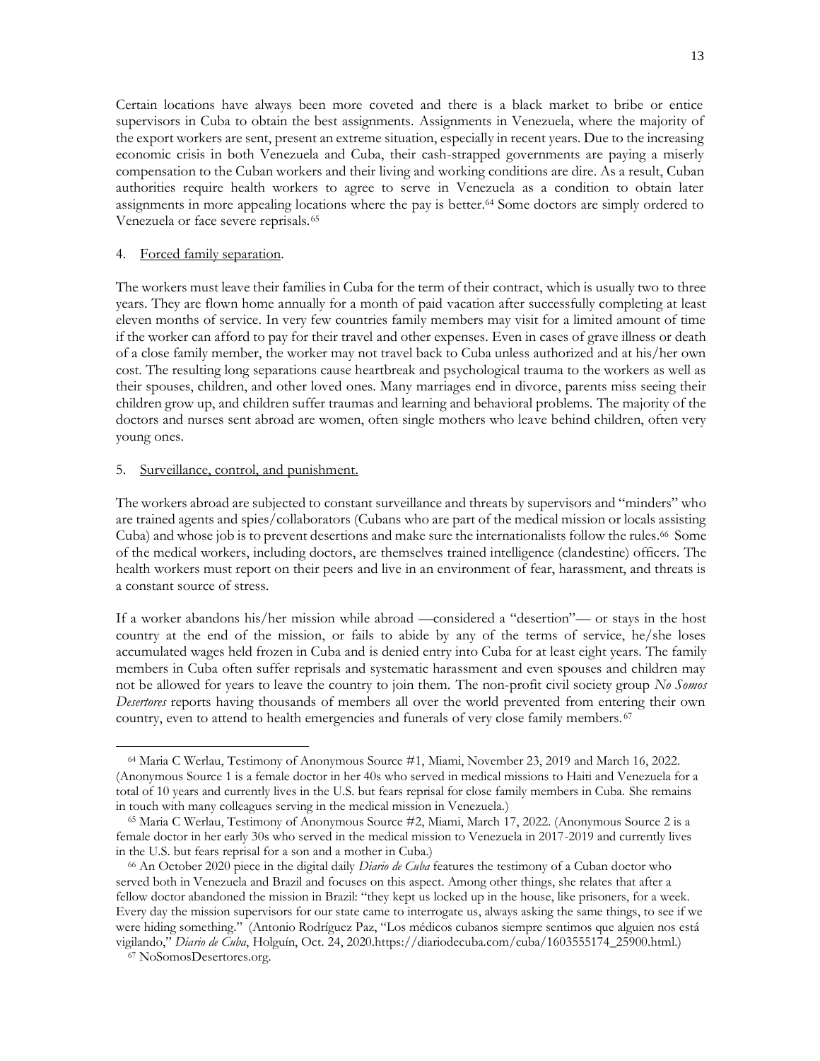Certain locations have always been more coveted and there is a black market to bribe or entice supervisors in Cuba to obtain the best assignments. Assignments in Venezuela, where the majority of the export workers are sent, present an extreme situation, especially in recent years. Due to the increasing economic crisis in both Venezuela and Cuba, their cash-strapped governments are paying a miserly compensation to the Cuban workers and their living and working conditions are dire. As a result, Cuban authorities require health workers to agree to serve in Venezuela as a condition to obtain later assignments in more appealing locations where the pay is better.[64] Some doctors are simply ordered to Venezuela or face severe reprisals.[65]

4. Forced family separation.

The workers must leave their families in Cuba for the term of their contract, which is usually two to three years. They are flown home annually for a month of paid vacation after successfully completing at least eleven months of service. In very few countries family members may visit for a limited amount of time if the worker can afford to pay for their travel and other expenses. Even in cases of grave illness or death of a close family member, the worker may not travel back to Cuba unless authorized and at his/her own cost. The resulting long separations cause heartbreak and psychological trauma to the workers as well as their spouses, children, and other loved ones. Many marriages end in divorce, parents miss seeing their children grow up, and children suffer traumas and learning and behavioral problems. The majority of the doctors and nurses sent abroad are women, often single mothers who leave behind children, often very young ones.

5. Surveillance, control, and punishment.

The workers abroad are subjected to constant surveillance and threats by supervisors and "minders" who are trained agents and spies/collaborators (Cubans who are part of the medical mission or locals assisting Cuba) and whose job is to prevent desertions and make sure the internationalists follow the rules.[66] Some of the medical workers, including doctors, are themselves trained intelligence (clandestine) officers. The health workers must report on their peers and live in an environment of fear, harassment, and threats is a constant source of stress.

If a worker abandons his/her mission while abroad —considered a "desertion"— or stays in the host country at the end of the mission, or fails to abide by any of the terms of service, he/she loses accumulated wages held frozen in Cuba and is denied entry into Cuba for at least eight years. The family members in Cuba often suffer reprisals and systematic harassment and even spouses and children may not be allowed for years to leave the country to join them. The non-profit civil society group *No Somos Desertores* reports having thousands of members all over the world prevented from entering their own country, even to attend to health emergencies and funerals of very close family members.[67]

---

[64] Maria C Werlau, Testimony of Anonymous Source #1, Miami, November 23, 2019 and March 16, 2022. (Anonymous Source 1 is a female doctor in her 40s who served in medical missions to Haiti and Venezuela for a total of 10 years and currently lives in the U.S. but fears reprisal for close family members in Cuba. She remains in touch with many colleagues serving in the medical mission in Venezuela.)

[65] Maria C Werlau, Testimony of Anonymous Source #2, Miami, March 17, 2022. (Anonymous Source 2 is a female doctor in her early 30s who served in the medical mission to Venezuela in 2017-2019 and currently lives in the U.S. but fears reprisal for a son and a mother in Cuba.)

[66] An October 2020 piece in the digital daily *Diario de Cuba* features the testimony of a Cuban doctor who served both in Venezuela and Brazil and focuses on this aspect. Among other things, she relates that after a fellow doctor abandoned the mission in Brazil: "they kept us locked up in the house, like prisoners, for a week. Every day the mission supervisors for our state came to interrogate us, always asking the same things, to see if we were hiding something." (Antonio Rodríguez Paz, "Los médicos cubanos siempre sentimos que alguien nos está vigilando," *Diario de Cuba*, Holguín, Oct. 24, 2020.https://diariodecuba.com/cuba/1603555174_25900.html.)

[67] NoSomosDesertores.org.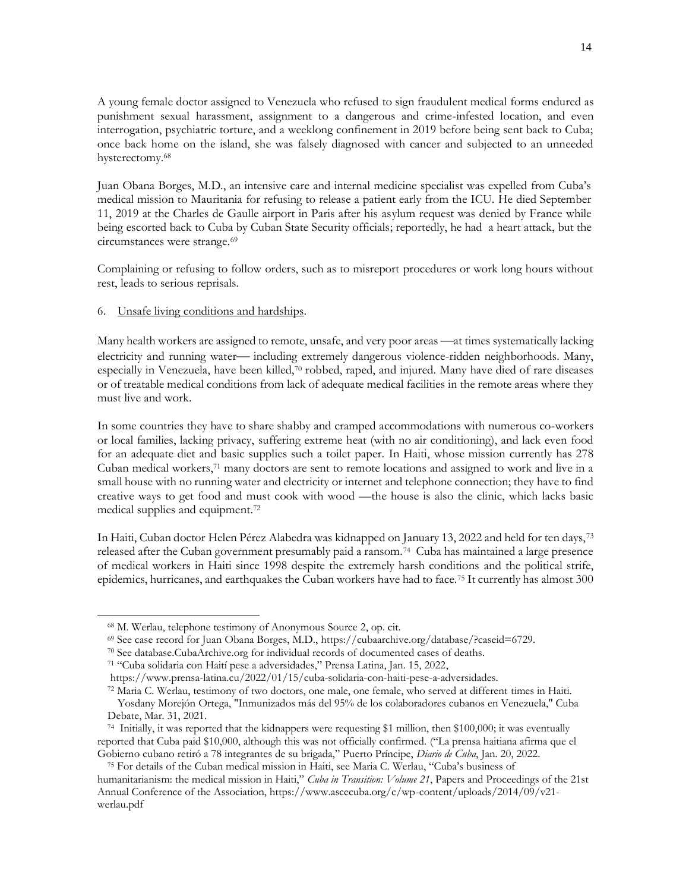A young female doctor assigned to Venezuela who refused to sign fraudulent medical forms endured as punishment sexual harassment, assignment to a dangerous and crime-infested location, and even interrogation, psychiatric torture, and a weeklong confinement in 2019 before being sent back to Cuba; once back home on the island, she was falsely diagnosed with cancer and subjected to an unneeded hysterectomy.[68]

Juan Obana Borges, M.D., an intensive care and internal medicine specialist was expelled from Cuba's medical mission to Mauritania for refusing to release a patient early from the ICU. He died September 11, 2019 at the Charles de Gaulle airport in Paris after his asylum request was denied by France while being escorted back to Cuba by Cuban State Security officials; reportedly, he had a heart attack, but the circumstances were strange.[69]

Complaining or refusing to follow orders, such as to misreport procedures or work long hours without rest, leads to serious reprisals.

6. Unsafe living conditions and hardships.

Many health workers are assigned to remote, unsafe, and very poor areas —at times systematically lacking electricity and running water— including extremely dangerous violence-ridden neighborhoods. Many, especially in Venezuela, have been killed,[70] robbed, raped, and injured. Many have died of rare diseases or of treatable medical conditions from lack of adequate medical facilities in the remote areas where they must live and work.

In some countries they have to share shabby and cramped accommodations with numerous co-workers or local families, lacking privacy, suffering extreme heat (with no air conditioning), and lack even food for an adequate diet and basic supplies such a toilet paper. In Haiti, whose mission currently has 278 Cuban medical workers,[71] many doctors are sent to remote locations and assigned to work and live in a small house with no running water and electricity or internet and telephone connection; they have to find creative ways to get food and must cook with wood —the house is also the clinic, which lacks basic medical supplies and equipment.[72]

In Haiti, Cuban doctor Helen Pérez Alabedra was kidnapped on January 13, 2022 and held for ten days,[73] released after the Cuban government presumably paid a ransom.[74] Cuba has maintained a large presence of medical workers in Haiti since 1998 despite the extremely harsh conditions and the political strife, epidemics, hurricanes, and earthquakes the Cuban workers have had to face.[75] It currently has almost 300

---

[68] M. Werlau, telephone testimony of Anonymous Source 2, op. cit.

[69] See case record for Juan Obana Borges, M.D., https://cubaarchive.org/database/?caseid=6729.

[70] See database.CubaArchive.org for individual records of documented cases of deaths.

[71] "Cuba solidaria con Haití pese a adversidades," Prensa Latina, Jan. 15, 2022, https://www.prensa-latina.cu/2022/01/15/cuba-solidaria-con-haiti-pese-a-adversidades.

[72] Maria C. Werlau, testimony of two doctors, one male, one female, who served at different times in Haiti. Yosdany Morejón Ortega, "Inmunizados más del 95% de los colaboradores cubanos en Venezuela," Cuba Debate, Mar. 31, 2021.

[74] Initially, it was reported that the kidnappers were requesting $1 million, then $100,000; it was eventually reported that Cuba paid $10,000, although this was not officially confirmed. ("La prensa haitiana afirma que el Gobierno cubano retiró a 78 integrantes de su brigada," Puerto Príncipe, *Diario de Cuba*, Jan. 20, 2022.

[75] For details of the Cuban medical mission in Haiti, see Maria C. Werlau, "Cuba's business of humanitarianism: the medical mission in Haiti," *Cuba in Transition: Volume 21*, Papers and Proceedings of the 21st Annual Conference of the Association, https://www.ascecuba.org/c/wp-content/uploads/2014/09/v21-werlau.pdf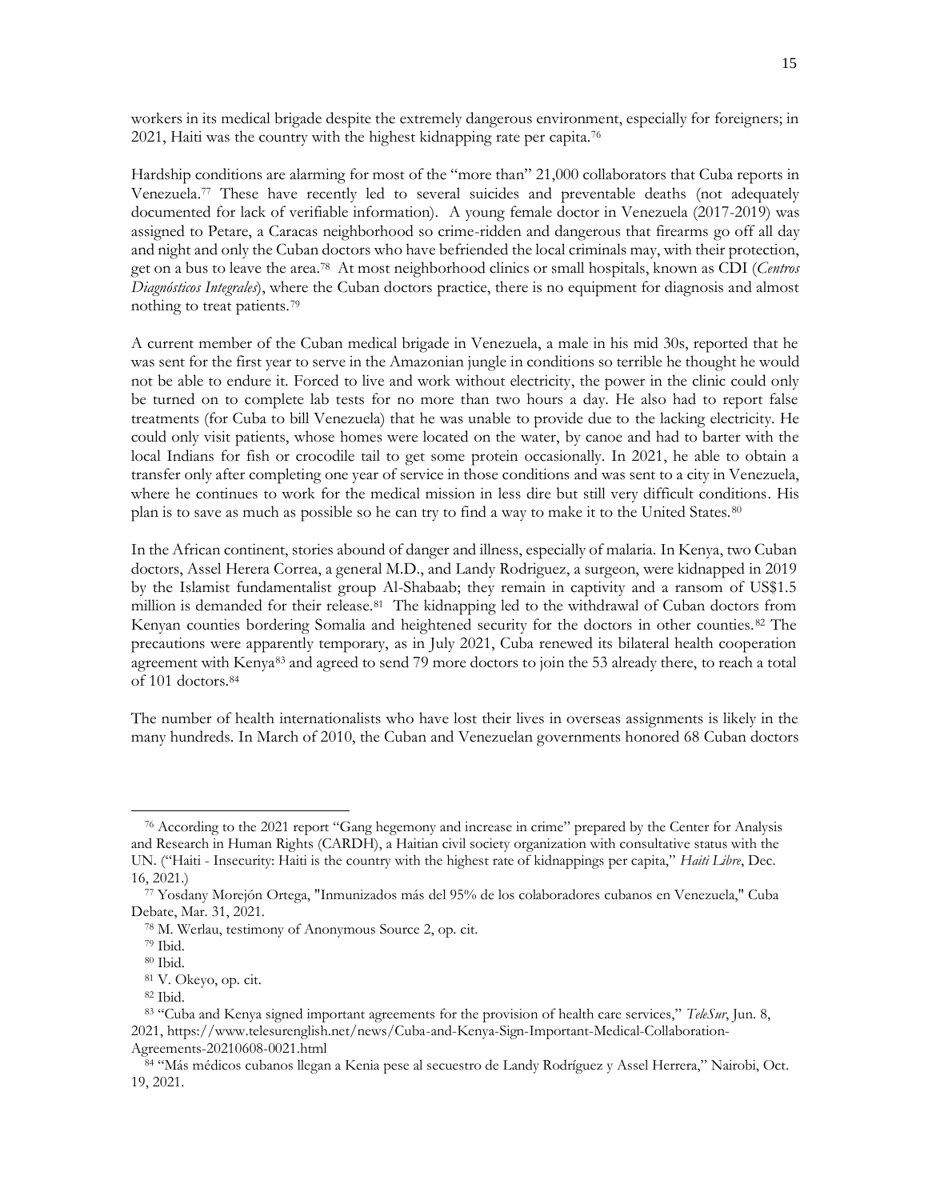workers in its medical brigade despite the extremely dangerous environment, especially for foreigners; in 2021, Haiti was the country with the highest kidnapping rate per capita.[76]

Hardship conditions are alarming for most of the "more than" 21,000 collaborators that Cuba reports in Venezuela.[77] These have recently led to several suicides and preventable deaths (not adequately documented for lack of verifiable information). A young female doctor in Venezuela (2017-2019) was assigned to Petare, a Caracas neighborhood so crime-ridden and dangerous that firearms go off all day and night and only the Cuban doctors who have befriended the local criminals may, with their protection, get on a bus to leave the area.[78] At most neighborhood clinics or small hospitals, known as CDI (*Centros Diagnósticos Integrales*), where the Cuban doctors practice, there is no equipment for diagnosis and almost nothing to treat patients.[79]

A current member of the Cuban medical brigade in Venezuela, a male in his mid 30s, reported that he was sent for the first year to serve in the Amazonian jungle in conditions so terrible he thought he would not be able to endure it. Forced to live and work without electricity, the power in the clinic could only be turned on to complete lab tests for no more than two hours a day. He also had to report false treatments (for Cuba to bill Venezuela) that he was unable to provide due to the lacking electricity. He could only visit patients, whose homes were located on the water, by canoe and had to barter with the local Indians for fish or crocodile tail to get some protein occasionally. In 2021, he able to obtain a transfer only after completing one year of service in those conditions and was sent to a city in Venezuela, where he continues to work for the medical mission in less dire but still very difficult conditions. His plan is to save as much as possible so he can try to find a way to make it to the United States.[80]

In the African continent, stories abound of danger and illness, especially of malaria. In Kenya, two Cuban doctors, Assel Herera Correa, a general M.D., and Landy Rodriguez, a surgeon, were kidnapped in 2019 by the Islamist fundamentalist group Al-Shabaab; they remain in captivity and a ransom of US$1.5 million is demanded for their release.[81] The kidnapping led to the withdrawal of Cuban doctors from Kenyan counties bordering Somalia and heightened security for the doctors in other counties.[82] The precautions were apparently temporary, as in July 2021, Cuba renewed its bilateral health cooperation agreement with Kenya[83] and agreed to send 79 more doctors to join the 53 already there, to reach a total of 101 doctors.[84]

The number of health internationalists who have lost their lives in overseas assignments is likely in the many hundreds. In March of 2010, the Cuban and Venezuelan governments honored 68 Cuban doctors

---

[76] According to the 2021 report "Gang hegemony and increase in crime" prepared by the Center for Analysis and Research in Human Rights (CARDH), a Haitian civil society organization with consultative status with the UN. ("Haiti - Insecurity: Haiti is the country with the highest rate of kidnappings per capita," *Haiti Libre*, Dec. 16, 2021.)

[77] Yosdany Morejón Ortega, "Inmunizados más del 95% de los colaboradores cubanos en Venezuela," Cuba Debate, Mar. 31, 2021.

[78] M. Werlau, testimony of Anonymous Source 2, op. cit.

[79] Ibid.

[80] Ibid.

[81] V. Okeyo, op. cit.

[82] Ibid.

[83] "Cuba and Kenya signed important agreements for the provision of health care services," *TeleSur*, Jun. 8, 2021, https://www.telesurenglish.net/news/Cuba-and-Kenya-Sign-Important-Medical-Collaboration-Agreements-20210608-0021.html

[84] "Más médicos cubanos llegan a Kenia pese al secuestro de Landy Rodríguez y Assel Herrera," Nairobi, Oct. 19, 2021.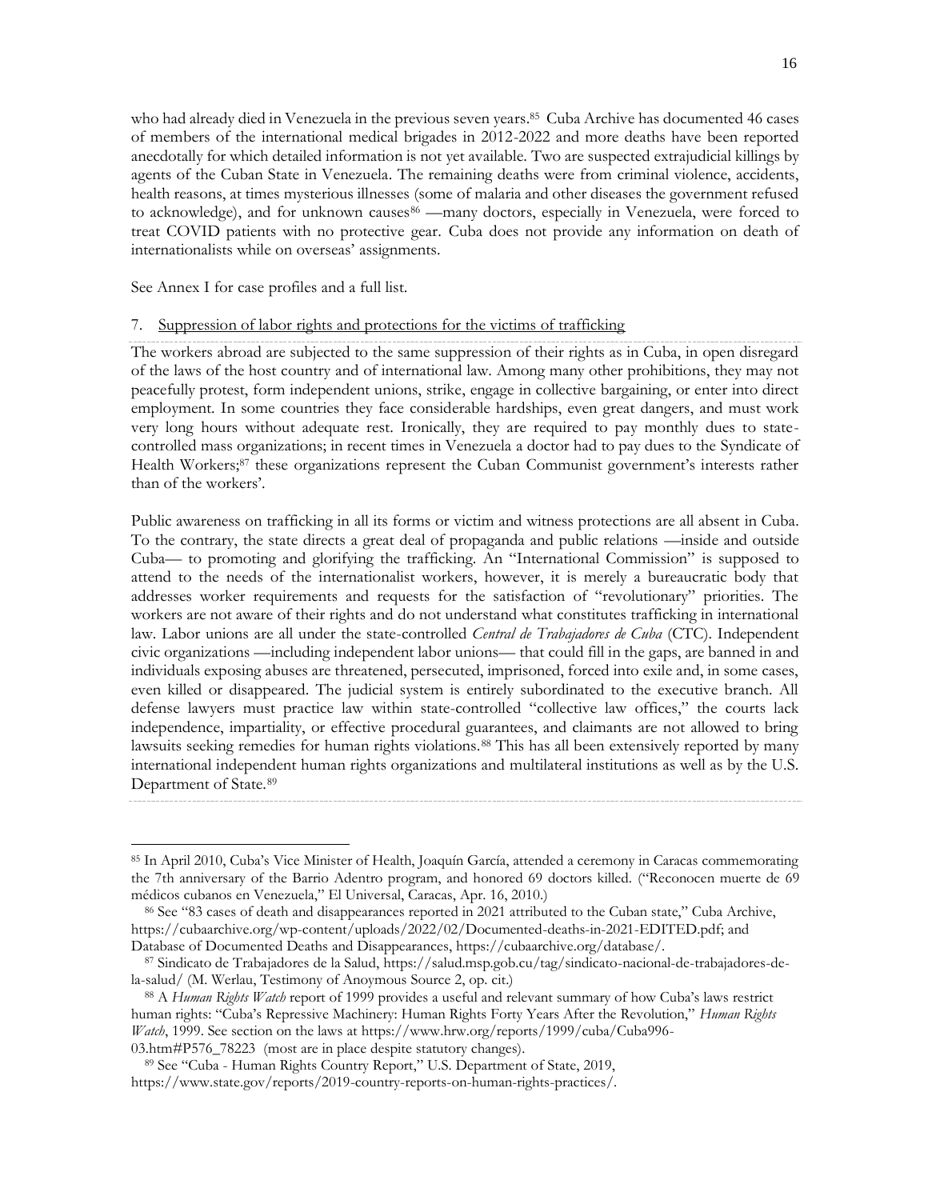who had already died in Venezuela in the previous seven years.[85] Cuba Archive has documented 46 cases of members of the international medical brigades in 2012-2022 and more deaths have been reported anecdotally for which detailed information is not yet available. Two are suspected extrajudicial killings by agents of the Cuban State in Venezuela. The remaining deaths were from criminal violence, accidents, health reasons, at times mysterious illnesses (some of malaria and other diseases the government refused to acknowledge), and for unknown causes[86] —many doctors, especially in Venezuela, were forced to treat COVID patients with no protective gear. Cuba does not provide any information on death of internationalists while on overseas' assignments.

See Annex I for case profiles and a full list.

7. Suppression of labor rights and protections for the victims of trafficking

The workers abroad are subjected to the same suppression of their rights as in Cuba, in open disregard of the laws of the host country and of international law. Among many other prohibitions, they may not peacefully protest, form independent unions, strike, engage in collective bargaining, or enter into direct employment. In some countries they face considerable hardships, even great dangers, and must work very long hours without adequate rest. Ironically, they are required to pay monthly dues to state-controlled mass organizations; in recent times in Venezuela a doctor had to pay dues to the Syndicate of Health Workers;[87] these organizations represent the Cuban Communist government's interests rather than of the workers'.

Public awareness on trafficking in all its forms or victim and witness protections are all absent in Cuba. To the contrary, the state directs a great deal of propaganda and public relations —inside and outside Cuba— to promoting and glorifying the trafficking. An "International Commission" is supposed to attend to the needs of the internationalist workers, however, it is merely a bureaucratic body that addresses worker requirements and requests for the satisfaction of "revolutionary" priorities. The workers are not aware of their rights and do not understand what constitutes trafficking in international law. Labor unions are all under the state-controlled *Central de Trabajadores de Cuba* (CTC). Independent civic organizations —including independent labor unions— that could fill in the gaps, are banned in and individuals exposing abuses are threatened, persecuted, imprisoned, forced into exile and, in some cases, even killed or disappeared. The judicial system is entirely subordinated to the executive branch. All defense lawyers must practice law within state-controlled "collective law offices," the courts lack independence, impartiality, or effective procedural guarantees, and claimants are not allowed to bring lawsuits seeking remedies for human rights violations.[88] This has all been extensively reported by many international independent human rights organizations and multilateral institutions as well as by the U.S. Department of State.[89]

---

[85] In April 2010, Cuba's Vice Minister of Health, Joaquín García, attended a ceremony in Caracas commemorating the 7th anniversary of the Barrio Adentro program, and honored 69 doctors killed. ("Reconocen muerte de 69 médicos cubanos en Venezuela," El Universal, Caracas, Apr. 16, 2010.)

[86] See "83 cases of death and disappearances reported in 2021 attributed to the Cuban state," Cuba Archive, https://cubaarchive.org/wp-content/uploads/2022/02/Documented-deaths-in-2021-EDITED.pdf; and Database of Documented Deaths and Disappearances, https://cubaarchive.org/database/.

[87] Sindicato de Trabajadores de la Salud, https://salud.msp.gob.cu/tag/sindicato-nacional-de-trabajadores-de-la-salud/ (M. Werlau, Testimony of Anoymous Source 2, op. cit.)

[88] A *Human Rights Watch* report of 1999 provides a useful and relevant summary of how Cuba's laws restrict human rights: "Cuba's Repressive Machinery: Human Rights Forty Years After the Revolution," *Human Rights Watch*, 1999. See section on the laws at https://www.hrw.org/reports/1999/cuba/Cuba996-03.htm#P576_78223 (most are in place despite statutory changes).

[89] See "Cuba - Human Rights Country Report," U.S. Department of State, 2019, https://www.state.gov/reports/2019-country-reports-on-human-rights-practices/.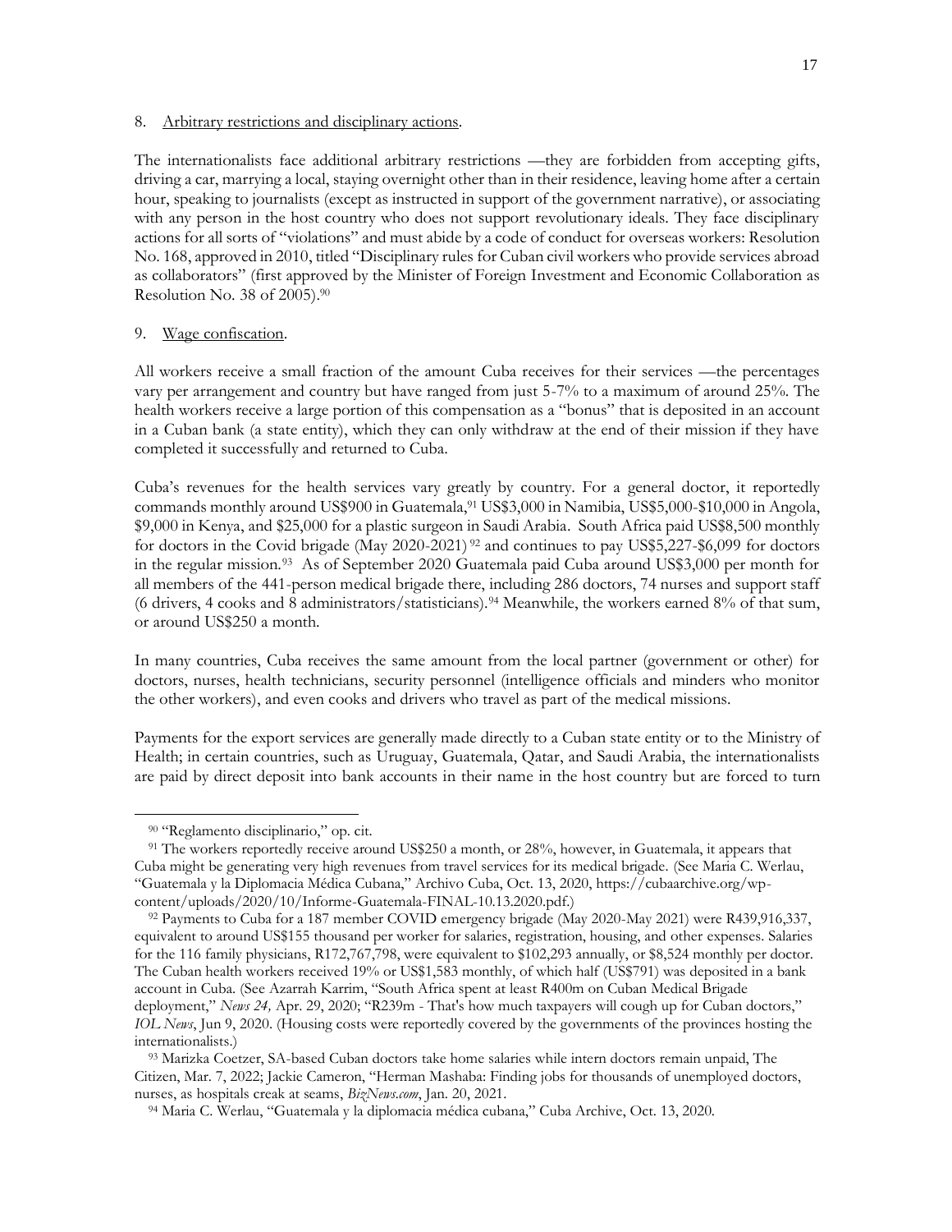8. Arbitrary restrictions and disciplinary actions.

The internationalists face additional arbitrary restrictions —they are forbidden from accepting gifts, driving a car, marrying a local, staying overnight other than in their residence, leaving home after a certain hour, speaking to journalists (except as instructed in support of the government narrative), or associating with any person in the host country who does not support revolutionary ideals. They face disciplinary actions for all sorts of "violations" and must abide by a code of conduct for overseas workers: Resolution No. 168, approved in 2010, titled "Disciplinary rules for Cuban civil workers who provide services abroad as collaborators" (first approved by the Minister of Foreign Investment and Economic Collaboration as Resolution No. 38 of 2005).[90]

9. Wage confiscation.

All workers receive a small fraction of the amount Cuba receives for their services —the percentages vary per arrangement and country but have ranged from just 5-7% to a maximum of around 25%. The health workers receive a large portion of this compensation as a "bonus" that is deposited in an account in a Cuban bank (a state entity), which they can only withdraw at the end of their mission if they have completed it successfully and returned to Cuba.

Cuba's revenues for the health services vary greatly by country. For a general doctor, it reportedly commands monthly around US$900 in Guatemala,[91] US$3,000 in Namibia, US$5,000-$10,000 in Angola, $9,000 in Kenya, and $25,000 for a plastic surgeon in Saudi Arabia. South Africa paid US$8,500 monthly for doctors in the Covid brigade (May 2020-2021)[92] and continues to pay US$5,227-$6,099 for doctors in the regular mission.[93] As of September 2020 Guatemala paid Cuba around US$3,000 per month for all members of the 441-person medical brigade there, including 286 doctors, 74 nurses and support staff (6 drivers, 4 cooks and 8 administrators/statisticians).[94] Meanwhile, the workers earned 8% of that sum, or around US$250 a month.

In many countries, Cuba receives the same amount from the local partner (government or other) for doctors, nurses, health technicians, security personnel (intelligence officials and minders who monitor the other workers), and even cooks and drivers who travel as part of the medical missions.

Payments for the export services are generally made directly to a Cuban state entity or to the Ministry of Health; in certain countries, such as Uruguay, Guatemala, Qatar, and Saudi Arabia, the internationalists are paid by direct deposit into bank accounts in their name in the host country but are forced to turn

---

[90] "Reglamento disciplinario," op. cit.

[91] The workers reportedly receive around US$250 a month, or 28%, however, in Guatemala, it appears that Cuba might be generating very high revenues from travel services for its medical brigade. (See Maria C. Werlau, "Guatemala y la Diplomacia Médica Cubana," Archivo Cuba, Oct. 13, 2020, https://cubaarchive.org/wp-content/uploads/2020/10/Informe-Guatemala-FINAL-10.13.2020.pdf.)

[92] Payments to Cuba for a 187 member COVID emergency brigade (May 2020-May 2021) were R439,916,337, equivalent to around US$155 thousand per worker for salaries, registration, housing, and other expenses. Salaries for the 116 family physicians, R172,767,798, were equivalent to $102,293 annually, or $8,524 monthly per doctor. The Cuban health workers received 19% or US$1,583 monthly, of which half (US$791) was deposited in a bank account in Cuba. (See Azarrah Karrim, "South Africa spent at least R400m on Cuban Medical Brigade deployment," *News 24,* Apr. 29, 2020; "R239m - That's how much taxpayers will cough up for Cuban doctors," *IOL News*, Jun 9, 2020. (Housing costs were reportedly covered by the governments of the provinces hosting the internationalists.)

[93] Marizka Coetzer, SA-based Cuban doctors take home salaries while intern doctors remain unpaid, The Citizen, Mar. 7, 2022; Jackie Cameron, "Herman Mashaba: Finding jobs for thousands of unemployed doctors, nurses, as hospitals creak at seams, *BizNews.com*, Jan. 20, 2021.

[94] Maria C. Werlau, "Guatemala y la diplomacia médica cubana," Cuba Archive, Oct. 13, 2020.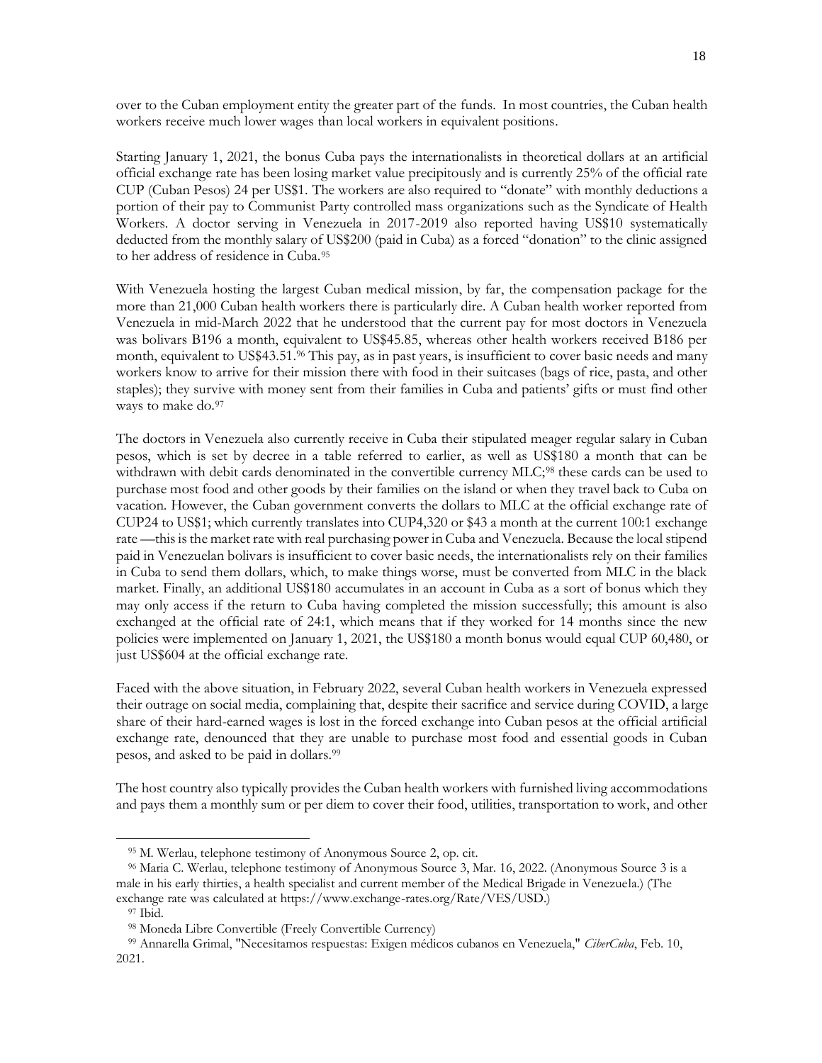over to the Cuban employment entity the greater part of the funds. In most countries, the Cuban health workers receive much lower wages than local workers in equivalent positions.

Starting January 1, 2021, the bonus Cuba pays the internationalists in theoretical dollars at an artificial official exchange rate has been losing market value precipitously and is currently 25% of the official rate CUP (Cuban Pesos) 24 per US$1. The workers are also required to "donate" with monthly deductions a portion of their pay to Communist Party controlled mass organizations such as the Syndicate of Health Workers. A doctor serving in Venezuela in 2017-2019 also reported having US$10 systematically deducted from the monthly salary of US$200 (paid in Cuba) as a forced "donation" to the clinic assigned to her address of residence in Cuba.[95]

With Venezuela hosting the largest Cuban medical mission, by far, the compensation package for the more than 21,000 Cuban health workers there is particularly dire. A Cuban health worker reported from Venezuela in mid-March 2022 that he understood that the current pay for most doctors in Venezuela was bolivars B196 a month, equivalent to US$45.85, whereas other health workers received B186 per month, equivalent to US$43.51.[96] This pay, as in past years, is insufficient to cover basic needs and many workers know to arrive for their mission there with food in their suitcases (bags of rice, pasta, and other staples); they survive with money sent from their families in Cuba and patients' gifts or must find other ways to make do.[97]

The doctors in Venezuela also currently receive in Cuba their stipulated meager regular salary in Cuban pesos, which is set by decree in a table referred to earlier, as well as US$180 a month that can be withdrawn with debit cards denominated in the convertible currency MLC;[98] these cards can be used to purchase most food and other goods by their families on the island or when they travel back to Cuba on vacation. However, the Cuban government converts the dollars to MLC at the official exchange rate of CUP24 to US$1; which currently translates into CUP4,320 or $43 a month at the current 100:1 exchange rate —this is the market rate with real purchasing power in Cuba and Venezuela. Because the local stipend paid in Venezuelan bolivars is insufficient to cover basic needs, the internationalists rely on their families in Cuba to send them dollars, which, to make things worse, must be converted from MLC in the black market. Finally, an additional US$180 accumulates in an account in Cuba as a sort of bonus which they may only access if the return to Cuba having completed the mission successfully; this amount is also exchanged at the official rate of 24:1, which means that if they worked for 14 months since the new policies were implemented on January 1, 2021, the US$180 a month bonus would equal CUP 60,480, or just US$604 at the official exchange rate.

Faced with the above situation, in February 2022, several Cuban health workers in Venezuela expressed their outrage on social media, complaining that, despite their sacrifice and service during COVID, a large share of their hard-earned wages is lost in the forced exchange into Cuban pesos at the official artificial exchange rate, denounced that they are unable to purchase most food and essential goods in Cuban pesos, and asked to be paid in dollars.[99]

The host country also typically provides the Cuban health workers with furnished living accommodations and pays them a monthly sum or per diem to cover their food, utilities, transportation to work, and other

---

[95] M. Werlau, telephone testimony of Anonymous Source 2, op. cit.

[96] Maria C. Werlau, telephone testimony of Anonymous Source 3, Mar. 16, 2022. (Anonymous Source 3 is a male in his early thirties, a health specialist and current member of the Medical Brigade in Venezuela.) (The exchange rate was calculated at https://www.exchange-rates.org/Rate/VES/USD.)

[97] Ibid.

[98] Moneda Libre Convertible (Freely Convertible Currency)

[99] Annarella Grimal, "Necesitamos respuestas: Exigen médicos cubanos en Venezuela," *CiberCuba*, Feb. 10, 2021.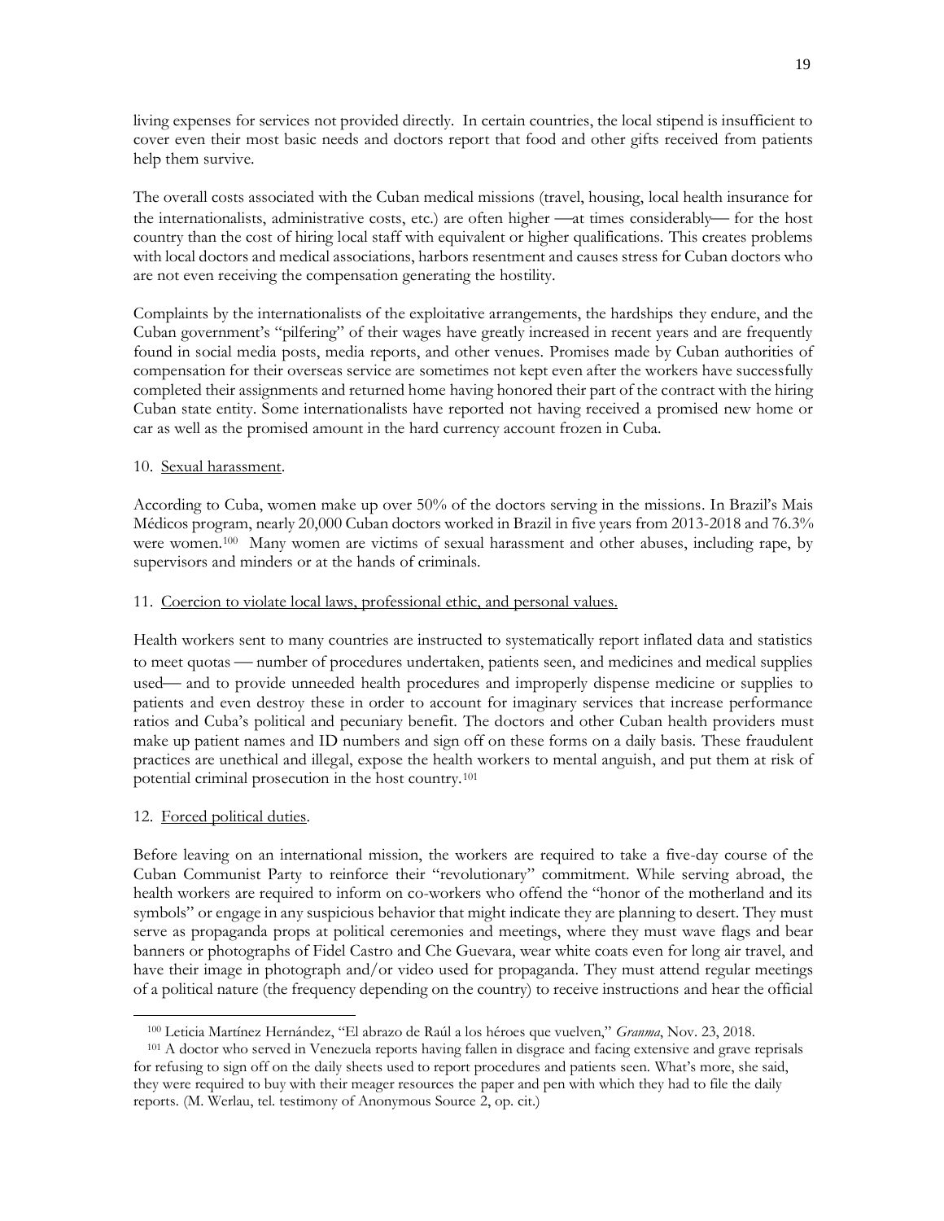living expenses for services not provided directly. In certain countries, the local stipend is insufficient to cover even their most basic needs and doctors report that food and other gifts received from patients help them survive.

The overall costs associated with the Cuban medical missions (travel, housing, local health insurance for the internationalists, administrative costs, etc.) are often higher —at times considerably— for the host country than the cost of hiring local staff with equivalent or higher qualifications. This creates problems with local doctors and medical associations, harbors resentment and causes stress for Cuban doctors who are not even receiving the compensation generating the hostility.

Complaints by the internationalists of the exploitative arrangements, the hardships they endure, and the Cuban government's "pilfering" of their wages have greatly increased in recent years and are frequently found in social media posts, media reports, and other venues. Promises made by Cuban authorities of compensation for their overseas service are sometimes not kept even after the workers have successfully completed their assignments and returned home having honored their part of the contract with the hiring Cuban state entity. Some internationalists have reported not having received a promised new home or car as well as the promised amount in the hard currency account frozen in Cuba.

10. Sexual harassment.

According to Cuba, women make up over 50% of the doctors serving in the missions. In Brazil's Mais Médicos program, nearly 20,000 Cuban doctors worked in Brazil in five years from 2013-2018 and 76.3% were women.[100] Many women are victims of sexual harassment and other abuses, including rape, by supervisors and minders or at the hands of criminals.

11. Coercion to violate local laws, professional ethic, and personal values.

Health workers sent to many countries are instructed to systematically report inflated data and statistics to meet quotas — number of procedures undertaken, patients seen, and medicines and medical supplies used— and to provide unneeded health procedures and improperly dispense medicine or supplies to patients and even destroy these in order to account for imaginary services that increase performance ratios and Cuba's political and pecuniary benefit. The doctors and other Cuban health providers must make up patient names and ID numbers and sign off on these forms on a daily basis. These fraudulent practices are unethical and illegal, expose the health workers to mental anguish, and put them at risk of potential criminal prosecution in the host country.[101]

12. Forced political duties.

Before leaving on an international mission, the workers are required to take a five-day course of the Cuban Communist Party to reinforce their "revolutionary" commitment. While serving abroad, the health workers are required to inform on co-workers who offend the "honor of the motherland and its symbols" or engage in any suspicious behavior that might indicate they are planning to desert. They must serve as propaganda props at political ceremonies and meetings, where they must wave flags and bear banners or photographs of Fidel Castro and Che Guevara, wear white coats even for long air travel, and have their image in photograph and/or video used for propaganda. They must attend regular meetings of a political nature (the frequency depending on the country) to receive instructions and hear the official

---

[100] Leticia Martínez Hernández, "El abrazo de Raúl a los héroes que vuelven," *Granma*, Nov. 23, 2018.

[101] A doctor who served in Venezuela reports having fallen in disgrace and facing extensive and grave reprisals for refusing to sign off on the daily sheets used to report procedures and patients seen. What's more, she said, they were required to buy with their meager resources the paper and pen with which they had to file the daily reports. (M. Werlau, tel. testimony of Anonymous Source 2, op. cit.)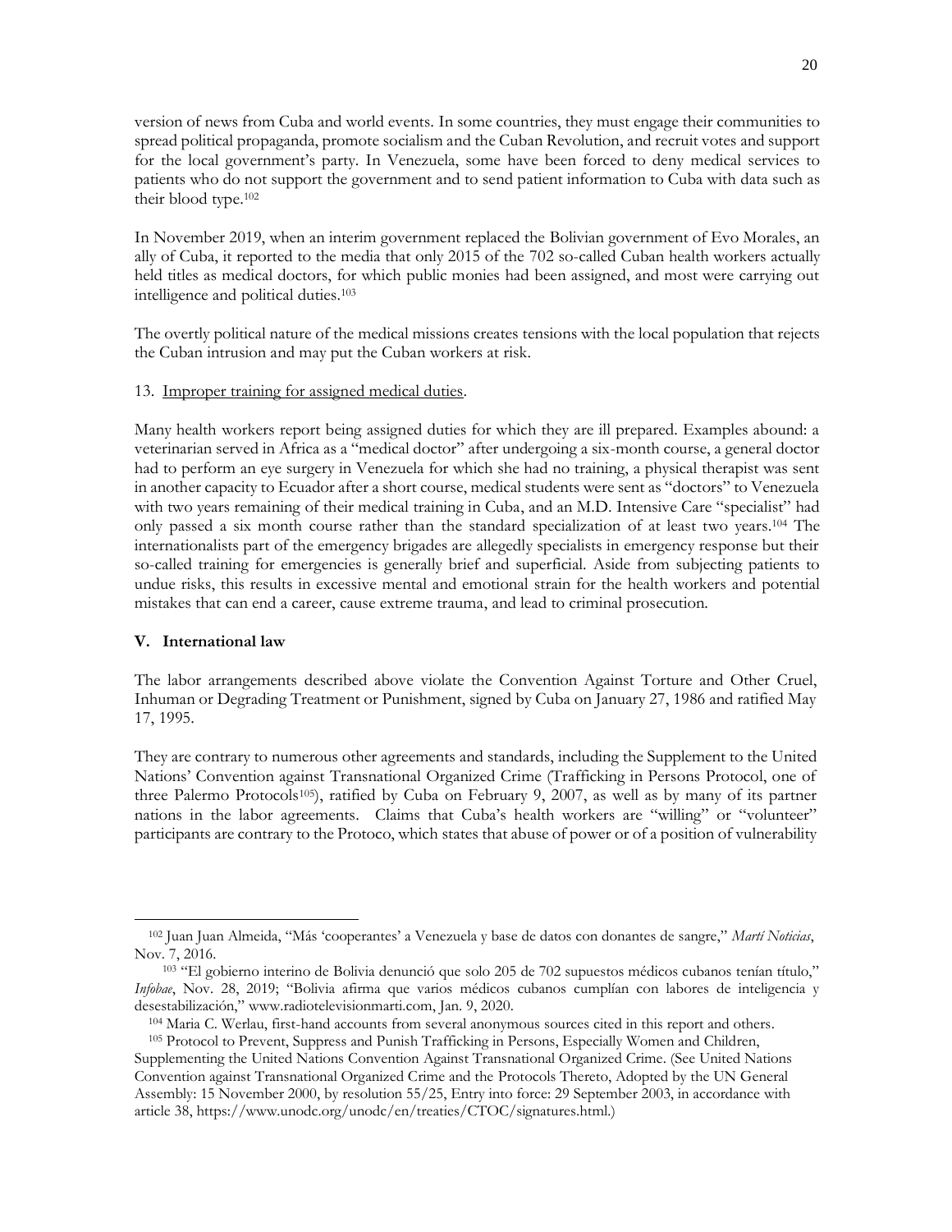version of news from Cuba and world events. In some countries, they must engage their communities to spread political propaganda, promote socialism and the Cuban Revolution, and recruit votes and support for the local government's party. In Venezuela, some have been forced to deny medical services to patients who do not support the government and to send patient information to Cuba with data such as their blood type.[102]

In November 2019, when an interim government replaced the Bolivian government of Evo Morales, an ally of Cuba, it reported to the media that only 2015 of the 702 so-called Cuban health workers actually held titles as medical doctors, for which public monies had been assigned, and most were carrying out intelligence and political duties.[103]

The overtly political nature of the medical missions creates tensions with the local population that rejects the Cuban intrusion and may put the Cuban workers at risk.

13. Improper training for assigned medical duties.

Many health workers report being assigned duties for which they are ill prepared. Examples abound: a veterinarian served in Africa as a "medical doctor" after undergoing a six-month course, a general doctor had to perform an eye surgery in Venezuela for which she had no training, a physical therapist was sent in another capacity to Ecuador after a short course, medical students were sent as "doctors" to Venezuela with two years remaining of their medical training in Cuba, and an M.D. Intensive Care "specialist" had only passed a six month course rather than the standard specialization of at least two years.[104] The internationalists part of the emergency brigades are allegedly specialists in emergency response but their so-called training for emergencies is generally brief and superficial. Aside from subjecting patients to undue risks, this results in excessive mental and emotional strain for the health workers and potential mistakes that can end a career, cause extreme trauma, and lead to criminal prosecution.

## V. International law

The labor arrangements described above violate the Convention Against Torture and Other Cruel, Inhuman or Degrading Treatment or Punishment, signed by Cuba on January 27, 1986 and ratified May 17, 1995.

They are contrary to numerous other agreements and standards, including the Supplement to the United Nations' Convention against Transnational Organized Crime (Trafficking in Persons Protocol, one of three Palermo Protocols[105]), ratified by Cuba on February 9, 2007, as well as by many of its partner nations in the labor agreements. Claims that Cuba's health workers are "willing" or "volunteer" participants are contrary to the Protoco, which states that abuse of power or of a position of vulnerability

---

[102] Juan Juan Almeida, "Más 'cooperantes' a Venezuela y base de datos con donantes de sangre," *Martí Noticias*, Nov. 7, 2016.

[103] "El gobierno interino de Bolivia denunció que solo 205 de 702 supuestos médicos cubanos tenían título," *Infobae*, Nov. 28, 2019; "Bolivia afirma que varios médicos cubanos cumplían con labores de inteligencia y desestabilización," www.radiotelevisionmarti.com, Jan. 9, 2020.

[104] Maria C. Werlau, first-hand accounts from several anonymous sources cited in this report and others.

[105] Protocol to Prevent, Suppress and Punish Trafficking in Persons, Especially Women and Children, Supplementing the United Nations Convention Against Transnational Organized Crime. (See United Nations Convention against Transnational Organized Crime and the Protocols Thereto, Adopted by the UN General Assembly: 15 November 2000, by resolution 55/25, Entry into force: 29 September 2003, in accordance with article 38, https://www.unodc.org/unodc/en/treaties/CTOC/signatures.html.)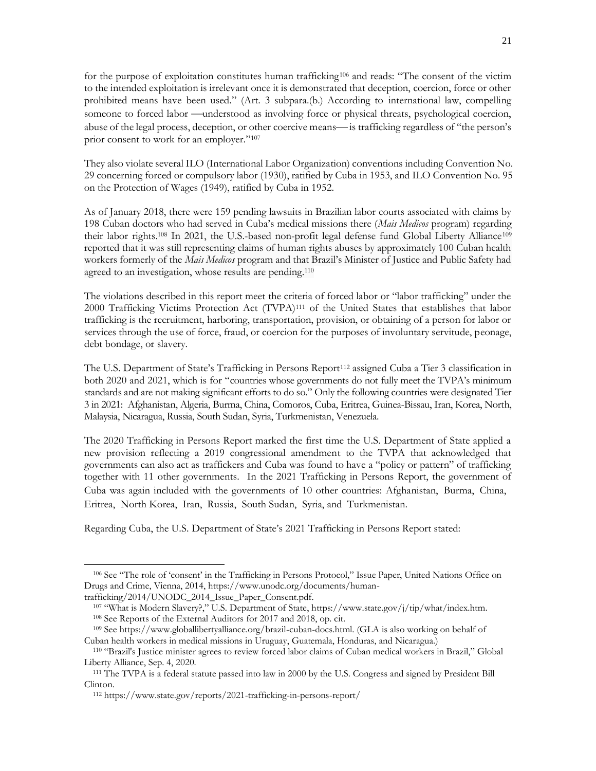for the purpose of exploitation constitutes human trafficking[106] and reads: "The consent of the victim to the intended exploitation is irrelevant once it is demonstrated that deception, coercion, force or other prohibited means have been used." (Art. 3 subpara.(b.) According to international law, compelling someone to forced labor —understood as involving force or physical threats, psychological coercion, abuse of the legal process, deception, or other coercive means— is trafficking regardless of "the person's prior consent to work for an employer."[107]

They also violate several ILO (International Labor Organization) conventions including Convention No. 29 concerning forced or compulsory labor (1930), ratified by Cuba in 1953, and ILO Convention No. 95 on the Protection of Wages (1949), ratified by Cuba in 1952.

As of January 2018, there were 159 pending lawsuits in Brazilian labor courts associated with claims by 198 Cuban doctors who had served in Cuba's medical missions there (*Mais Medicos* program) regarding their labor rights.[108] In 2021, the U.S.-based non-profit legal defense fund Global Liberty Alliance[109] reported that it was still representing claims of human rights abuses by approximately 100 Cuban health workers formerly of the *Mais Medicos* program and that Brazil's Minister of Justice and Public Safety had agreed to an investigation, whose results are pending.[110]

The violations described in this report meet the criteria of forced labor or "labor trafficking" under the 2000 Trafficking Victims Protection Act (TVPA)[111] of the United States that establishes that labor trafficking is the recruitment, harboring, transportation, provision, or obtaining of a person for labor or services through the use of force, fraud, or coercion for the purposes of involuntary servitude, peonage, debt bondage, or slavery.

The U.S. Department of State's Trafficking in Persons Report[112] assigned Cuba a Tier 3 classification in both 2020 and 2021, which is for "countries whose governments do not fully meet the TVPA's minimum standards and are not making significant efforts to do so." Only the following countries were designated Tier 3 in 2021: Afghanistan, Algeria, Burma, China, Comoros, Cuba, Eritrea, Guinea-Bissau, Iran, Korea, North, Malaysia, Nicaragua, Russia, South Sudan, Syria, Turkmenistan, Venezuela.

The 2020 Trafficking in Persons Report marked the first time the U.S. Department of State applied a new provision reflecting a 2019 congressional amendment to the TVPA that acknowledged that governments can also act as traffickers and Cuba was found to have a "policy or pattern" of trafficking together with 11 other governments. In the 2021 Trafficking in Persons Report, the government of Cuba was again included with the governments of 10 other countries: Afghanistan, Burma, China, Eritrea, North Korea, Iran, Russia, South Sudan, Syria, and Turkmenistan.

Regarding Cuba, the U.S. Department of State's 2021 Trafficking in Persons Report stated:

---

[106] See "The role of 'consent' in the Trafficking in Persons Protocol," Issue Paper, United Nations Office on Drugs and Crime, Vienna, 2014, https://www.unodc.org/documents/human-trafficking/2014/UNODC_2014_Issue_Paper_Consent.pdf.

[107] "What is Modern Slavery?," U.S. Department of State, https://www.state.gov/j/tip/what/index.htm.

[108] See Reports of the External Auditors for 2017 and 2018, op. cit.

[109] See https://www.globallibertyalliance.org/brazil-cuban-docs.html. (GLA is also working on behalf of Cuban health workers in medical missions in Uruguay, Guatemala, Honduras, and Nicaragua.)

[110] "Brazil's Justice minister agrees to review forced labor claims of Cuban medical workers in Brazil," Global Liberty Alliance, Sep. 4, 2020.

[111] The TVPA is a federal statute passed into law in 2000 by the U.S. Congress and signed by President Bill Clinton.

[112] https://www.state.gov/reports/2021-trafficking-in-persons-report/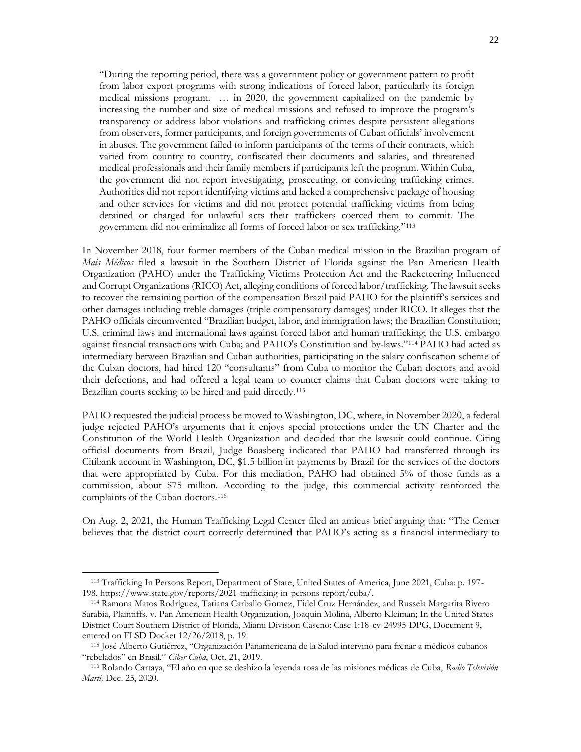"During the reporting period, there was a government policy or government pattern to profit from labor export programs with strong indications of forced labor, particularly its foreign medical missions program. … in 2020, the government capitalized on the pandemic by increasing the number and size of medical missions and refused to improve the program's transparency or address labor violations and trafficking crimes despite persistent allegations from observers, former participants, and foreign governments of Cuban officials' involvement in abuses. The government failed to inform participants of the terms of their contracts, which varied from country to country, confiscated their documents and salaries, and threatened medical professionals and their family members if participants left the program. Within Cuba, the government did not report investigating, prosecuting, or convicting trafficking crimes. Authorities did not report identifying victims and lacked a comprehensive package of housing and other services for victims and did not protect potential trafficking victims from being detained or charged for unlawful acts their traffickers coerced them to commit. The government did not criminalize all forms of forced labor or sex trafficking."[113]

In November 2018, four former members of the Cuban medical mission in the Brazilian program of *Mais Médicos* filed a lawsuit in the Southern District of Florida against the Pan American Health Organization (PAHO) under the Trafficking Victims Protection Act and the Racketeering Influenced and Corrupt Organizations (RICO) Act, alleging conditions of forced labor/trafficking. The lawsuit seeks to recover the remaining portion of the compensation Brazil paid PAHO for the plaintiff's services and other damages including treble damages (triple compensatory damages) under RICO. It alleges that the PAHO officials circumvented "Brazilian budget, labor, and immigration laws; the Brazilian Constitution; U.S. criminal laws and international laws against forced labor and human trafficking; the U.S. embargo against financial transactions with Cuba; and PAHO's Constitution and by-laws."[114] PAHO had acted as intermediary between Brazilian and Cuban authorities, participating in the salary confiscation scheme of the Cuban doctors, had hired 120 "consultants" from Cuba to monitor the Cuban doctors and avoid their defections, and had offered a legal team to counter claims that Cuban doctors were taking to Brazilian courts seeking to be hired and paid directly.[115]

PAHO requested the judicial process be moved to Washington, DC, where, in November 2020, a federal judge rejected PAHO's arguments that it enjoys special protections under the UN Charter and the Constitution of the World Health Organization and decided that the lawsuit could continue. Citing official documents from Brazil, Judge Boasberg indicated that PAHO had transferred through its Citibank account in Washington, DC, $1.5 billion in payments by Brazil for the services of the doctors that were appropriated by Cuba. For this mediation, PAHO had obtained 5% of those funds as a commission, about $75 million. According to the judge, this commercial activity reinforced the complaints of the Cuban doctors.[116]

On Aug. 2, 2021, the Human Trafficking Legal Center filed an amicus brief arguing that: "The Center believes that the district court correctly determined that PAHO's acting as a financial intermediary to

---

[113] Trafficking In Persons Report, Department of State, United States of America, June 2021, Cuba: p. 197-198, https://www.state.gov/reports/2021-trafficking-in-persons-report/cuba/.

[114] Ramona Matos Rodríguez, Tatiana Carballo Gomez, Fidel Cruz Hernández, and Russela Margarita Rivero Sarabia, Plaintiffs, v. Pan American Health Organization, Joaquin Molina, Alberto Kleiman; In the United States District Court Southern District of Florida, Miami Division Caseno: Case 1:18-cv-24995-DPG, Document 9, entered on FLSD Docket 12/26/2018, p. 19.

[115] José Alberto Gutiérrez, "Organización Panamericana de la Salud intervino para frenar a médicos cubanos "rebelados" en Brasil," *Ciber Cuba*, Oct. 21, 2019.

[116] Rolando Cartaya, "El año en que se deshizo la leyenda rosa de las misiones médicas de Cuba, *Radio Televisión Martí,* Dec. 25, 2020.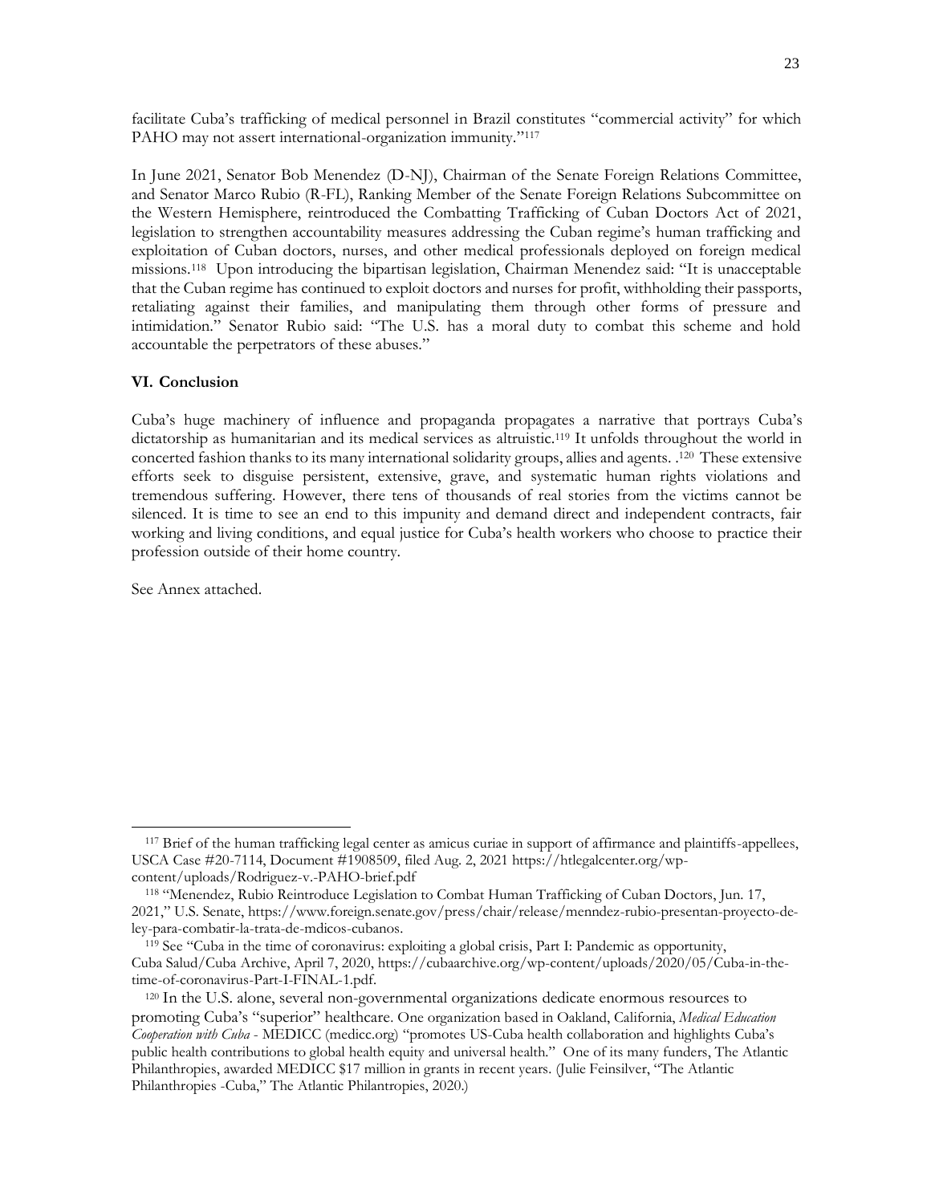facilitate Cuba's trafficking of medical personnel in Brazil constitutes "commercial activity" for which PAHO may not assert international-organization immunity."[117]

In June 2021, Senator Bob Menendez (D-NJ), Chairman of the Senate Foreign Relations Committee, and Senator Marco Rubio (R-FL), Ranking Member of the Senate Foreign Relations Subcommittee on the Western Hemisphere, reintroduced the Combatting Trafficking of Cuban Doctors Act of 2021, legislation to strengthen accountability measures addressing the Cuban regime's human trafficking and exploitation of Cuban doctors, nurses, and other medical professionals deployed on foreign medical missions.[118] Upon introducing the bipartisan legislation, Chairman Menendez said: "It is unacceptable that the Cuban regime has continued to exploit doctors and nurses for profit, withholding their passports, retaliating against their families, and manipulating them through other forms of pressure and intimidation." Senator Rubio said: "The U.S. has a moral duty to combat this scheme and hold accountable the perpetrators of these abuses."

## VI. Conclusion

Cuba's huge machinery of influence and propaganda propagates a narrative that portrays Cuba's dictatorship as humanitarian and its medical services as altruistic.[119] It unfolds throughout the world in concerted fashion thanks to its many international solidarity groups, allies and agents. .[120] These extensive efforts seek to disguise persistent, extensive, grave, and systematic human rights violations and tremendous suffering. However, there tens of thousands of real stories from the victims cannot be silenced. It is time to see an end to this impunity and demand direct and independent contracts, fair working and living conditions, and equal justice for Cuba's health workers who choose to practice their profession outside of their home country.

See Annex attached.

---

[117] Brief of the human trafficking legal center as amicus curiae in support of affirmance and plaintiffs-appellees, USCA Case #20-7114, Document #1908509, filed Aug. 2, 2021 https://htlegalcenter.org/wp-content/uploads/Rodriguez-v.-PAHO-brief.pdf

[118] "Menendez, Rubio Reintroduce Legislation to Combat Human Trafficking of Cuban Doctors, Jun. 17, 2021," U.S. Senate, https://www.foreign.senate.gov/press/chair/release/menndez-rubio-presentan-proyecto-de-ley-para-combatir-la-trata-de-mdicos-cubanos.

[119] See "Cuba in the time of coronavirus: exploiting a global crisis, Part I: Pandemic as opportunity, Cuba Salud/Cuba Archive, April 7, 2020, https://cubaarchive.org/wp-content/uploads/2020/05/Cuba-in-the-time-of-coronavirus-Part-I-FINAL-1.pdf.

[120] In the U.S. alone, several non-governmental organizations dedicate enormous resources to promoting Cuba's "superior" healthcare. One organization based in Oakland, California, *Medical Education Cooperation with Cuba* - MEDICC (medicc.org) "promotes US-Cuba health collaboration and highlights Cuba's public health contributions to global health equity and universal health." One of its many funders, The Atlantic Philanthropies, awarded MEDICC $17 million in grants in recent years. (Julie Feinsilver, "The Atlantic Philanthropies -Cuba," The Atlantic Philantropies, 2020.)